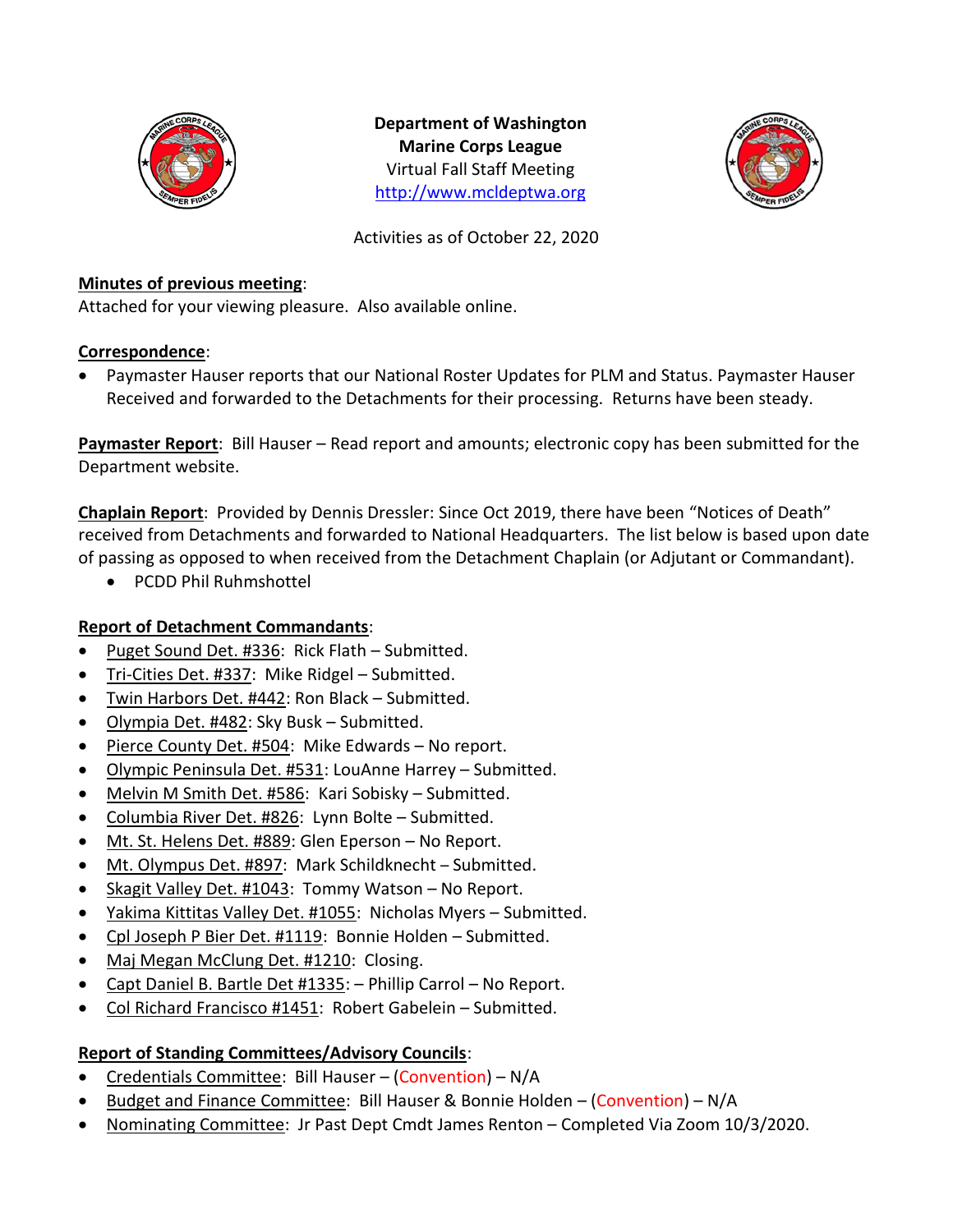**Department of Washington**
**Marine Corps League**
Virtual Fall Staff Meeting
http://www.mcldeptwa.org

Activities as of October 22, 2020

**Minutes of previous meeting**:
Attached for your viewing pleasure. Also available online.

**Correspondence**:

- Paymaster Hauser reports that our National Roster Updates for PLM and Status. Paymaster Hauser Received and forwarded to the Detachments for their processing. Returns have been steady.

**Paymaster Report**: Bill Hauser – Read report and amounts; electronic copy has been submitted for the Department website.

**Chaplain Report**: Provided by Dennis Dressler: Since Oct 2019, there have been "Notices of Death" received from Detachments and forwarded to National Headquarters. The list below is based upon date of passing as opposed to when received from the Detachment Chaplain (or Adjutant or Commandant).

- PCDD Phil Ruhmshottel

**Report of Detachment Commandants**:

- Puget Sound Det. #336: Rick Flath – Submitted.
- Tri-Cities Det. #337: Mike Ridgel – Submitted.
- Twin Harbors Det. #442: Ron Black – Submitted.
- Olympia Det. #482: Sky Busk – Submitted.
- Pierce County Det. #504: Mike Edwards – No report.
- Olympic Peninsula Det. #531: LouAnne Harrey – Submitted.
- Melvin M Smith Det. #586: Kari Sobisky – Submitted.
- Columbia River Det. #826: Lynn Bolte – Submitted.
- Mt. St. Helens Det. #889: Glen Eperson – No Report.
- Mt. Olympus Det. #897: Mark Schildknecht – Submitted.
- Skagit Valley Det. #1043: Tommy Watson – No Report.
- Yakima Kittitas Valley Det. #1055: Nicholas Myers – Submitted.
- Cpl Joseph P Bier Det. #1119: Bonnie Holden – Submitted.
- Maj Megan McClung Det. #1210: Closing.
- Capt Daniel B. Bartle Det #1335: – Phillip Carrol – No Report.
- Col Richard Francisco #1451: Robert Gabelein – Submitted.

**Report of Standing Committees/Advisory Councils**:

- Credentials Committee: Bill Hauser – (Convention) – N/A
- Budget and Finance Committee: Bill Hauser & Bonnie Holden – (Convention) – N/A
- Nominating Committee: Jr Past Dept Cmdt James Renton – Completed Via Zoom 10/3/2020.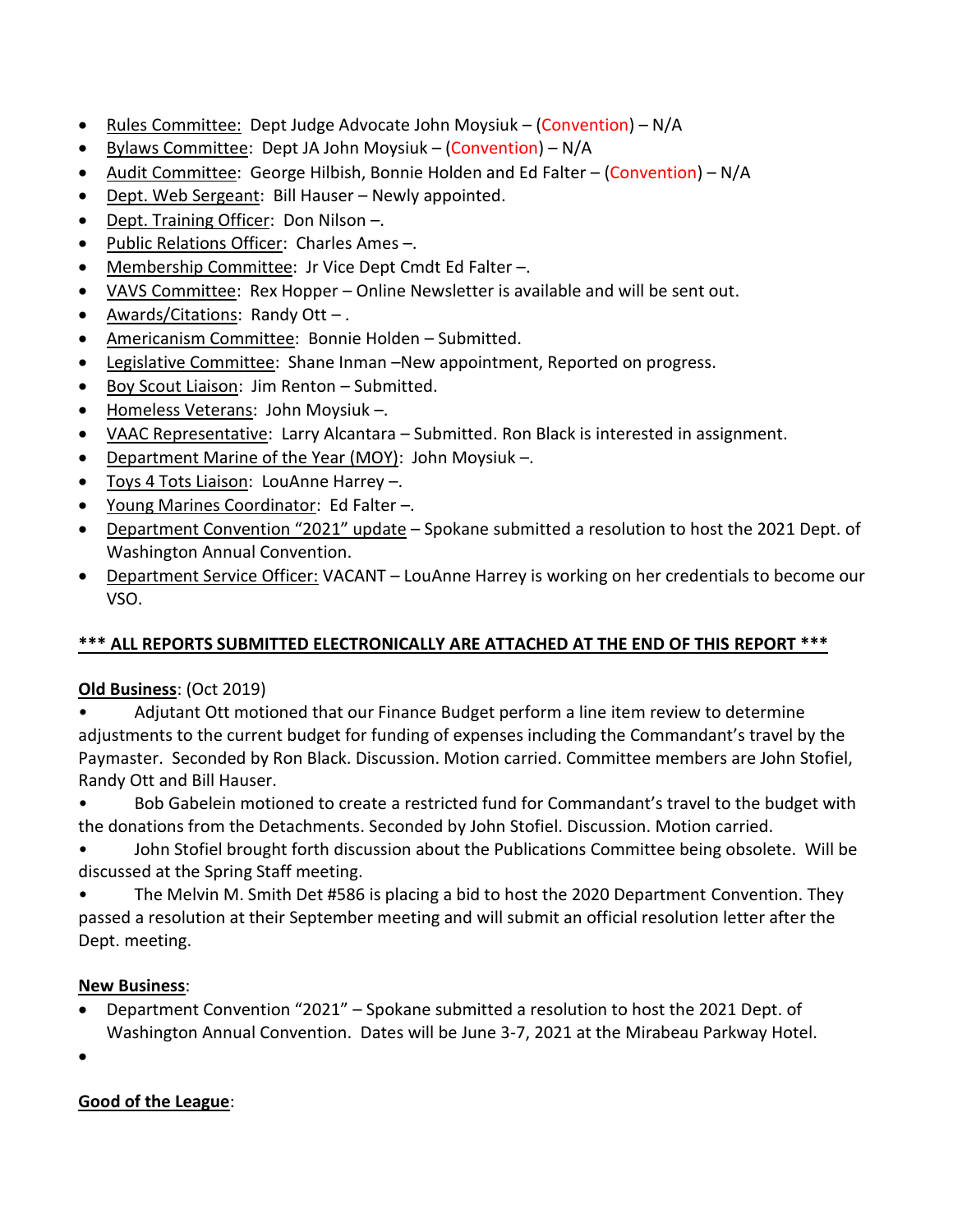- Rules Committee: Dept Judge Advocate John Moysiuk – (Convention) – N/A
- Bylaws Committee: Dept JA John Moysiuk – (Convention) – N/A
- Audit Committee: George Hilbish, Bonnie Holden and Ed Falter – (Convention) – N/A
- Dept. Web Sergeant: Bill Hauser – Newly appointed.
- Dept. Training Officer: Don Nilson –.
- Public Relations Officer: Charles Ames –.
- Membership Committee: Jr Vice Dept Cmdt Ed Falter –.
- VAVS Committee: Rex Hopper – Online Newsletter is available and will be sent out.
- Awards/Citations: Randy Ott – .
- Americanism Committee: Bonnie Holden – Submitted.
- Legislative Committee: Shane Inman –New appointment, Reported on progress.
- Boy Scout Liaison: Jim Renton – Submitted.
- Homeless Veterans: John Moysiuk –.
- VAAC Representative: Larry Alcantara – Submitted. Ron Black is interested in assignment.
- Department Marine of the Year (MOY): John Moysiuk –.
- Toys 4 Tots Liaison: LouAnne Harrey –.
- Young Marines Coordinator: Ed Falter –.
- Department Convention "2021" update – Spokane submitted a resolution to host the 2021 Dept. of Washington Annual Convention.
- Department Service Officer: VACANT – LouAnne Harrey is working on her credentials to become our VSO.

**\*\*\* ALL REPORTS SUBMITTED ELECTRONICALLY ARE ATTACHED AT THE END OF THIS REPORT \*\*\***

**Old Business**: (Oct 2019)

- Adjutant Ott motioned that our Finance Budget perform a line item review to determine adjustments to the current budget for funding of expenses including the Commandant's travel by the Paymaster. Seconded by Ron Black. Discussion. Motion carried. Committee members are John Stofiel, Randy Ott and Bill Hauser.
- Bob Gabelein motioned to create a restricted fund for Commandant's travel to the budget with the donations from the Detachments. Seconded by John Stofiel. Discussion. Motion carried.
- John Stofiel brought forth discussion about the Publications Committee being obsolete. Will be discussed at the Spring Staff meeting.
- The Melvin M. Smith Det #586 is placing a bid to host the 2020 Department Convention. They passed a resolution at their September meeting and will submit an official resolution letter after the Dept. meeting.

**New Business**:

- Department Convention "2021" – Spokane submitted a resolution to host the 2021 Dept. of Washington Annual Convention. Dates will be June 3-7, 2021 at the Mirabeau Parkway Hotel.
- 

**Good of the League**: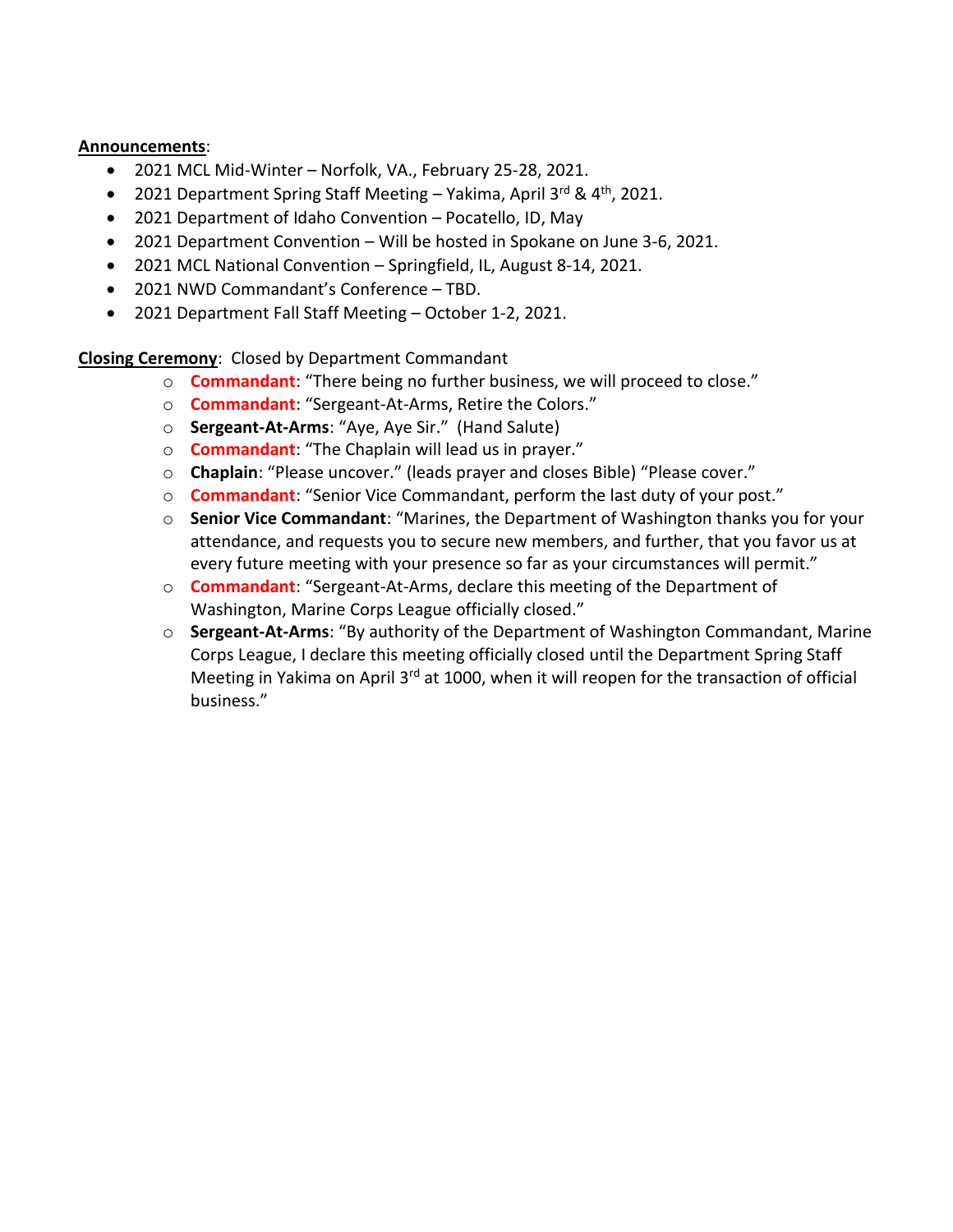**Announcements**:

- 2021 MCL Mid-Winter – Norfolk, VA., February 25-28, 2021.
- 2021 Department Spring Staff Meeting – Yakima, April 3rd & 4th, 2021.
- 2021 Department of Idaho Convention – Pocatello, ID, May
- 2021 Department Convention – Will be hosted in Spokane on June 3-6, 2021.
- 2021 MCL National Convention – Springfield, IL, August 8-14, 2021.
- 2021 NWD Commandant's Conference – TBD.
- 2021 Department Fall Staff Meeting – October 1-2, 2021.

**Closing Ceremony**: Closed by Department Commandant

- **Commandant**: "There being no further business, we will proceed to close."
- **Commandant**: "Sergeant-At-Arms, Retire the Colors."
- **Sergeant-At-Arms**: "Aye, Aye Sir." (Hand Salute)
- **Commandant**: "The Chaplain will lead us in prayer."
- **Chaplain**: "Please uncover." (leads prayer and closes Bible) "Please cover."
- **Commandant**: "Senior Vice Commandant, perform the last duty of your post."
- **Senior Vice Commandant**: "Marines, the Department of Washington thanks you for your attendance, and requests you to secure new members, and further, that you favor us at every future meeting with your presence so far as your circumstances will permit."
- **Commandant**: "Sergeant-At-Arms, declare this meeting of the Department of Washington, Marine Corps League officially closed."
- **Sergeant-At-Arms**: "By authority of the Department of Washington Commandant, Marine Corps League, I declare this meeting officially closed until the Department Spring Staff Meeting in Yakima on April 3rd at 1000, when it will reopen for the transaction of official business."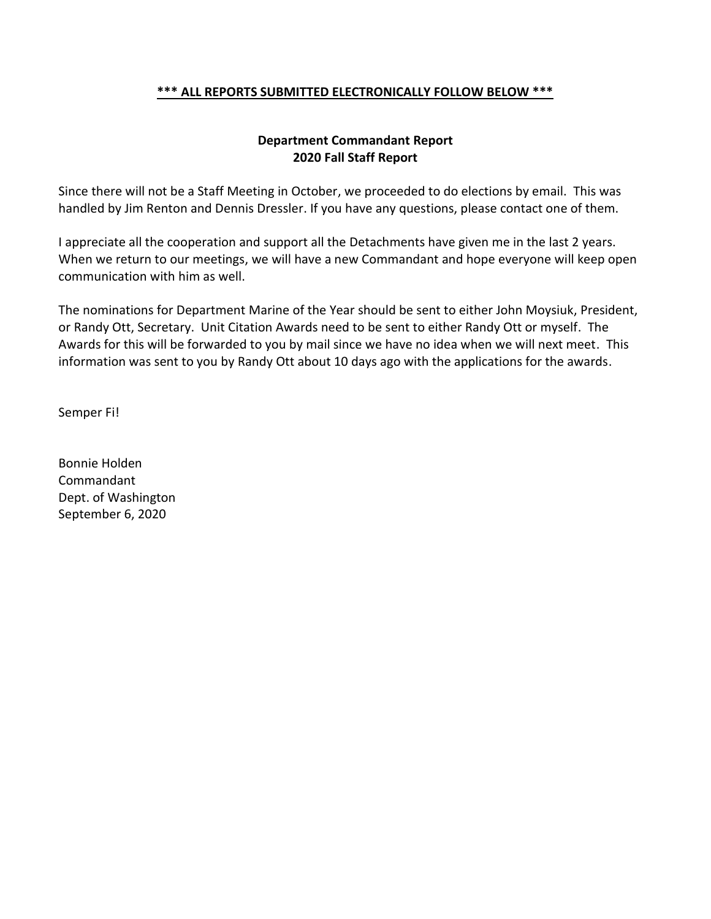**\*\*\* ALL REPORTS SUBMITTED ELECTRONICALLY FOLLOW BELOW \*\*\***

## Department Commandant Report
## 2020 Fall Staff Report

Since there will not be a Staff Meeting in October, we proceeded to do elections by email. This was handled by Jim Renton and Dennis Dressler. If you have any questions, please contact one of them.

I appreciate all the cooperation and support all the Detachments have given me in the last 2 years. When we return to our meetings, we will have a new Commandant and hope everyone will keep open communication with him as well.

The nominations for Department Marine of the Year should be sent to either John Moysiuk, President, or Randy Ott, Secretary. Unit Citation Awards need to be sent to either Randy Ott or myself. The Awards for this will be forwarded to you by mail since we have no idea when we will next meet. This information was sent to you by Randy Ott about 10 days ago with the applications for the awards.

Semper Fi!

Bonnie Holden
Commandant
Dept. of Washington
September 6, 2020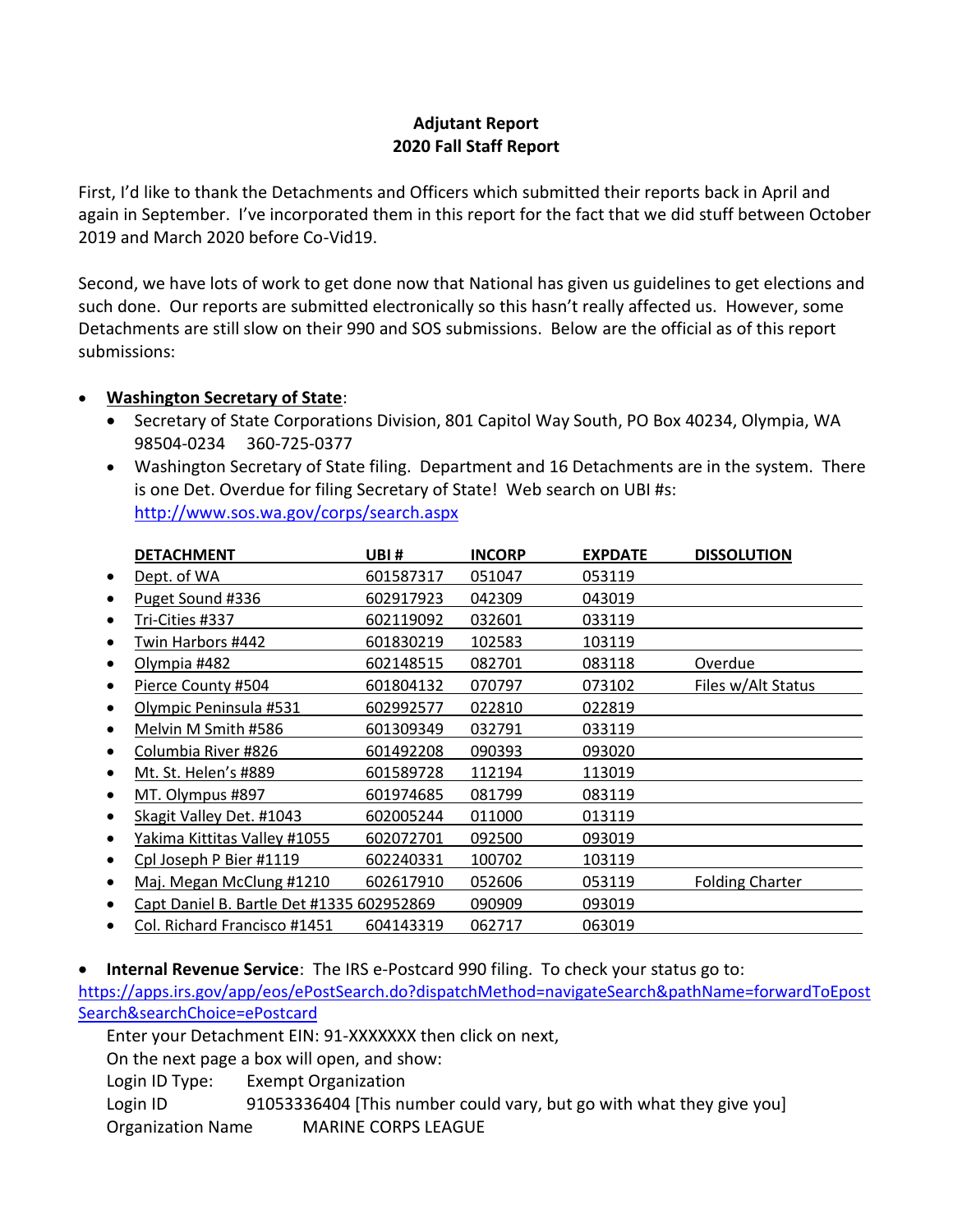**Adjutant Report**
**2020 Fall Staff Report**

First, I'd like to thank the Detachments and Officers which submitted their reports back in April and again in September. I've incorporated them in this report for the fact that we did stuff between October 2019 and March 2020 before Co-Vid19.

Second, we have lots of work to get done now that National has given us guidelines to get elections and such done. Our reports are submitted electronically so this hasn't really affected us. However, some Detachments are still slow on their 990 and SOS submissions. Below are the official as of this report submissions:

- **Washington Secretary of State**:
  - Secretary of State Corporations Division, 801 Capitol Way South, PO Box 40234, Olympia, WA 98504-0234 360-725-0377
  - Washington Secretary of State filing. Department and 16 Detachments are in the system. There is one Det. Overdue for filing Secretary of State! Web search on UBI #s: http://www.sos.wa.gov/corps/search.aspx

| DETACHMENT | UBI # | INCORP | EXPDATE | DISSOLUTION |
|---|---|---|---|---|
| Dept. of WA | 601587317 | 051047 | 053119 | |
| Puget Sound #336 | 602917923 | 042309 | 043019 | |
| Tri-Cities #337 | 602119092 | 032601 | 033119 | |
| Twin Harbors #442 | 601830219 | 102583 | 103119 | |
| Olympia #482 | 602148515 | 082701 | 083118 | Overdue |
| Pierce County #504 | 601804132 | 070797 | 073102 | Files w/Alt Status |
| Olympic Peninsula #531 | 602992577 | 022810 | 022819 | |
| Melvin M Smith #586 | 601309349 | 032791 | 033119 | |
| Columbia River #826 | 601492208 | 090393 | 093020 | |
| Mt. St. Helen's #889 | 601589728 | 112194 | 113019 | |
| MT. Olympus #897 | 601974685 | 081799 | 083119 | |
| Skagit Valley Det. #1043 | 602005244 | 011000 | 013119 | |
| Yakima Kittitas Valley #1055 | 602072701 | 092500 | 093019 | |
| Cpl Joseph P Bier #1119 | 602240331 | 100702 | 103119 | |
| Maj. Megan McClung #1210 | 602617910 | 052606 | 053119 | Folding Charter |
| Capt Daniel B. Bartle Det #1335 | 602952869 | 090909 | 093019 | |
| Col. Richard Francisco #1451 | 604143319 | 062717 | 063019 | |

- **Internal Revenue Service**: The IRS e-Postcard 990 filing. To check your status go to: https://apps.irs.gov/app/eos/ePostSearch.do?dispatchMethod=navigateSearch&pathName=forwardToEpostSearch&searchChoice=ePostcard

  Enter your Detachment EIN: 91-XXXXXXX then click on next,
  On the next page a box will open, and show:
  Login ID Type: Exempt Organization
  Login ID 91053336404 [This number could vary, but go with what they give you]
  Organization Name MARINE CORPS LEAGUE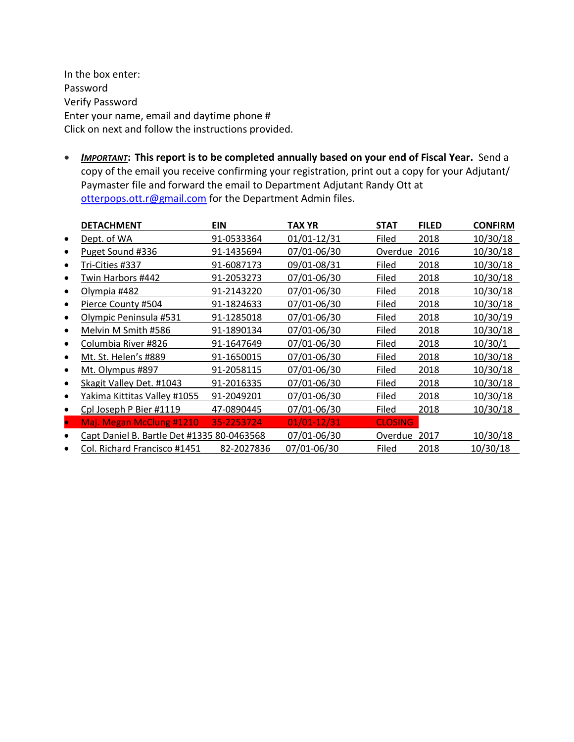In the box enter:
Password
Verify Password
Enter your name, email and daytime phone #
Click on next and follow the instructions provided.

- ***IMPORTANT*****: This report is to be completed annually based on your end of Fiscal Year.** Send a copy of the email you receive confirming your registration, print out a copy for your Adjutant/ Paymaster file and forward the email to Department Adjutant Randy Ott at otterpops.ott.r@gmail.com for the Department Admin files.

| DETACHMENT | EIN | TAX YR | STAT | FILED | CONFIRM |
|---|---|---|---|---|---|
| Dept. of WA | 91-0533364 | 01/01-12/31 | Filed | 2018 | 10/30/18 |
| Puget Sound #336 | 91-1435694 | 07/01-06/30 | Overdue | 2016 | 10/30/18 |
| Tri-Cities #337 | 91-6087173 | 09/01-08/31 | Filed | 2018 | 10/30/18 |
| Twin Harbors #442 | 91-2053273 | 07/01-06/30 | Filed | 2018 | 10/30/18 |
| Olympia #482 | 91-2143220 | 07/01-06/30 | Filed | 2018 | 10/30/18 |
| Pierce County #504 | 91-1824633 | 07/01-06/30 | Filed | 2018 | 10/30/18 |
| Olympic Peninsula #531 | 91-1285018 | 07/01-06/30 | Filed | 2018 | 10/30/19 |
| Melvin M Smith #586 | 91-1890134 | 07/01-06/30 | Filed | 2018 | 10/30/18 |
| Columbia River #826 | 91-1647649 | 07/01-06/30 | Filed | 2018 | 10/30/1 |
| Mt. St. Helen's #889 | 91-1650015 | 07/01-06/30 | Filed | 2018 | 10/30/18 |
| Mt. Olympus #897 | 91-2058115 | 07/01-06/30 | Filed | 2018 | 10/30/18 |
| Skagit Valley Det. #1043 | 91-2016335 | 07/01-06/30 | Filed | 2018 | 10/30/18 |
| Yakima Kittitas Valley #1055 | 91-2049201 | 07/01-06/30 | Filed | 2018 | 10/30/18 |
| Cpl Joseph P Bier #1119 | 47-0890445 | 07/01-06/30 | Filed | 2018 | 10/30/18 |
| Maj. Megan McClung #1210 | 35-2253724 | 01/01-12/31 | CLOSING | | |
| Capt Daniel B. Bartle Det #1335 | 80-0463568 | 07/01-06/30 | Overdue | 2017 | 10/30/18 |
| Col. Richard Francisco #1451 | 82-2027836 | 07/01-06/30 | Filed | 2018 | 10/30/18 |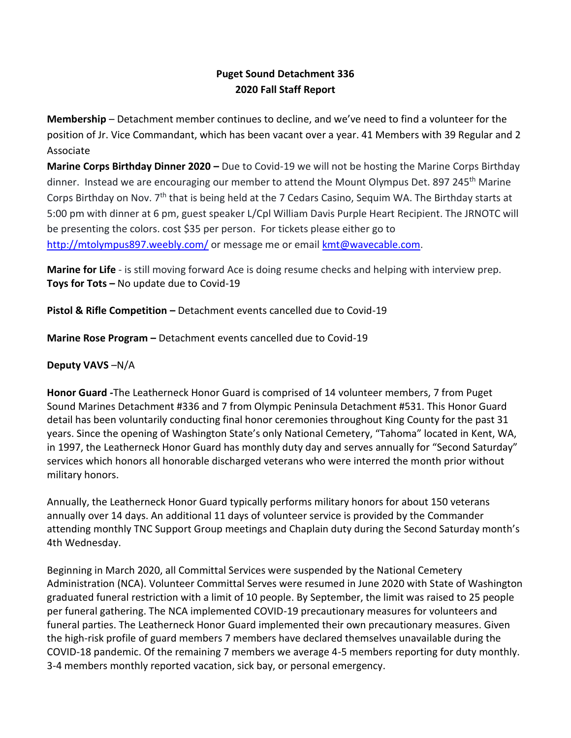**Puget Sound Detachment 336**
**2020 Fall Staff Report**

**Membership** – Detachment member continues to decline, and we've need to find a volunteer for the position of Jr. Vice Commandant, which has been vacant over a year. 41 Members with 39 Regular and 2 Associate

**Marine Corps Birthday Dinner 2020 –** Due to Covid-19 we will not be hosting the Marine Corps Birthday dinner. Instead we are encouraging our member to attend the Mount Olympus Det. 897 245th Marine Corps Birthday on Nov. 7th that is being held at the 7 Cedars Casino, Sequim WA. The Birthday starts at 5:00 pm with dinner at 6 pm, guest speaker L/Cpl William Davis Purple Heart Recipient. The JRNOTC will be presenting the colors. cost $35 per person. For tickets please either go to http://mtolympus897.weebly.com/ or message me or email kmt@wavecable.com.

**Marine for Life** - is still moving forward Ace is doing resume checks and helping with interview prep.

**Toys for Tots –** No update due to Covid-19

**Pistol & Rifle Competition –** Detachment events cancelled due to Covid-19

**Marine Rose Program –** Detachment events cancelled due to Covid-19

**Deputy VAVS** –N/A

**Honor Guard -**The Leatherneck Honor Guard is comprised of 14 volunteer members, 7 from Puget Sound Marines Detachment #336 and 7 from Olympic Peninsula Detachment #531. This Honor Guard detail has been voluntarily conducting final honor ceremonies throughout King County for the past 31 years. Since the opening of Washington State's only National Cemetery, "Tahoma" located in Kent, WA, in 1997, the Leatherneck Honor Guard has monthly duty day and serves annually for "Second Saturday" services which honors all honorable discharged veterans who were interred the month prior without military honors.

Annually, the Leatherneck Honor Guard typically performs military honors for about 150 veterans annually over 14 days. An additional 11 days of volunteer service is provided by the Commander attending monthly TNC Support Group meetings and Chaplain duty during the Second Saturday month's 4th Wednesday.

Beginning in March 2020, all Committal Services were suspended by the National Cemetery Administration (NCA). Volunteer Committal Serves were resumed in June 2020 with State of Washington graduated funeral restriction with a limit of 10 people. By September, the limit was raised to 25 people per funeral gathering. The NCA implemented COVID-19 precautionary measures for volunteers and funeral parties. The Leatherneck Honor Guard implemented their own precautionary measures. Given the high-risk profile of guard members 7 members have declared themselves unavailable during the COVID-18 pandemic. Of the remaining 7 members we average 4-5 members reporting for duty monthly. 3-4 members monthly reported vacation, sick bay, or personal emergency.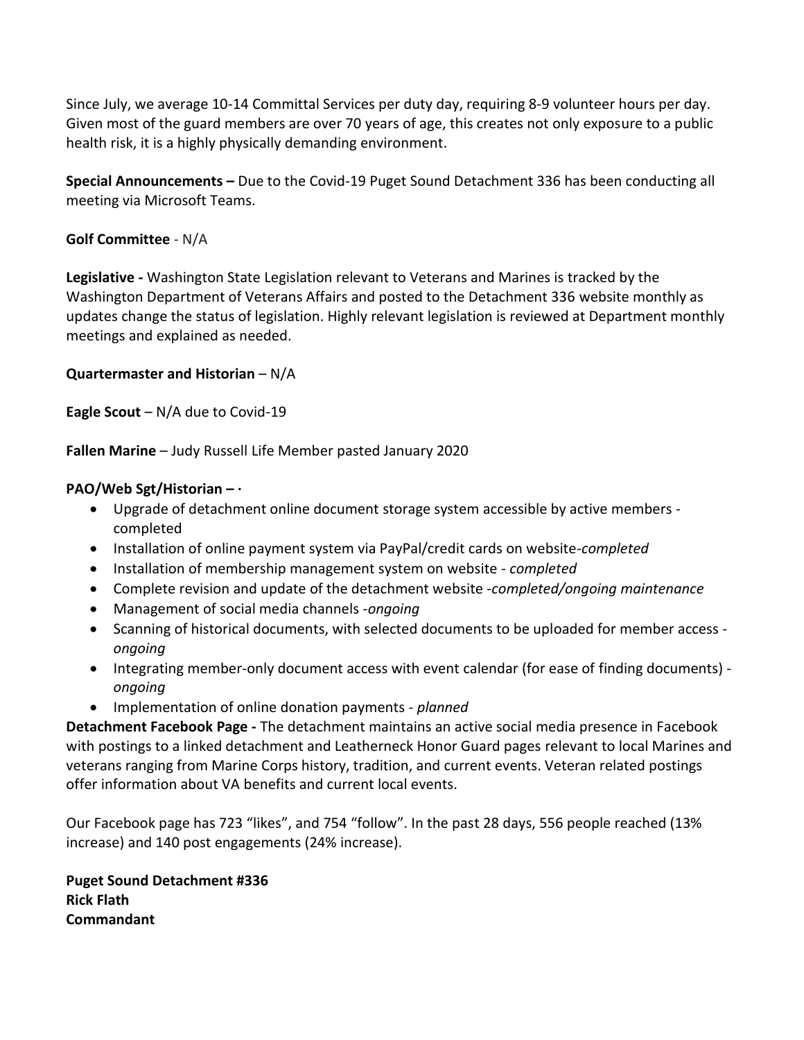Since July, we average 10-14 Committal Services per duty day, requiring 8-9 volunteer hours per day. Given most of the guard members are over 70 years of age, this creates not only exposure to a public health risk, it is a highly physically demanding environment.

**Special Announcements –** Due to the Covid-19 Puget Sound Detachment 336 has been conducting all meeting via Microsoft Teams.

**Golf Committee** - N/A

**Legislative -** Washington State Legislation relevant to Veterans and Marines is tracked by the Washington Department of Veterans Affairs and posted to the Detachment 336 website monthly as updates change the status of legislation. Highly relevant legislation is reviewed at Department monthly meetings and explained as needed.

**Quartermaster and Historian** – N/A

**Eagle Scout** – N/A due to Covid-19

**Fallen Marine** – Judy Russell Life Member pasted January 2020

**PAO/Web Sgt/Historian – ·**

- Upgrade of detachment online document storage system accessible by active members - completed
- Installation of online payment system via PayPal/credit cards on website-*completed*
- Installation of membership management system on website - *completed*
- Complete revision and update of the detachment website -*completed/ongoing maintenance*
- Management of social media channels -*ongoing*
- Scanning of historical documents, with selected documents to be uploaded for member access - *ongoing*
- Integrating member-only document access with event calendar (for ease of finding documents) - *ongoing*
- Implementation of online donation payments - *planned*

**Detachment Facebook Page -** The detachment maintains an active social media presence in Facebook with postings to a linked detachment and Leatherneck Honor Guard pages relevant to local Marines and veterans ranging from Marine Corps history, tradition, and current events. Veteran related postings offer information about VA benefits and current local events.

Our Facebook page has 723 "likes", and 754 "follow". In the past 28 days, 556 people reached (13% increase) and 140 post engagements (24% increase).

**Puget Sound Detachment #336**
**Rick Flath**
**Commandant**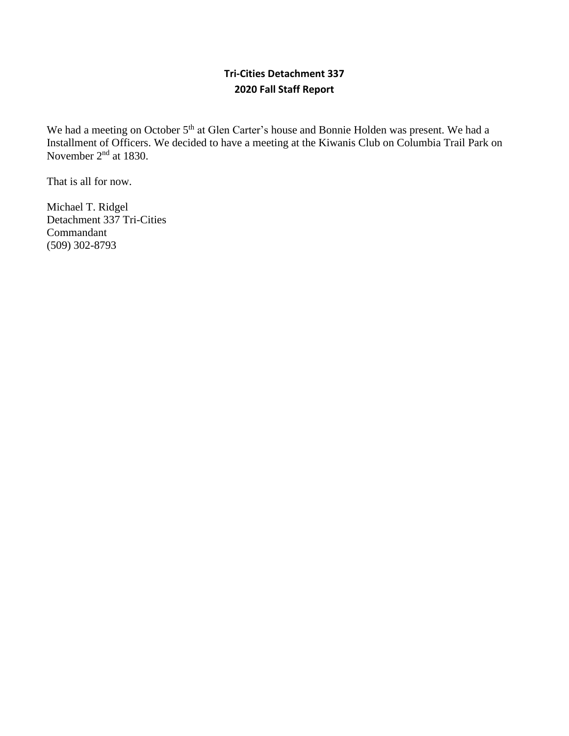**Tri-Cities Detachment 337**
**2020 Fall Staff Report**

We had a meeting on October 5th at Glen Carter's house and Bonnie Holden was present. We had a Installment of Officers. We decided to have a meeting at the Kiwanis Club on Columbia Trail Park on November 2nd at 1830.

That is all for now.

Michael T. Ridgel
Detachment 337 Tri-Cities
Commandant
(509) 302-8793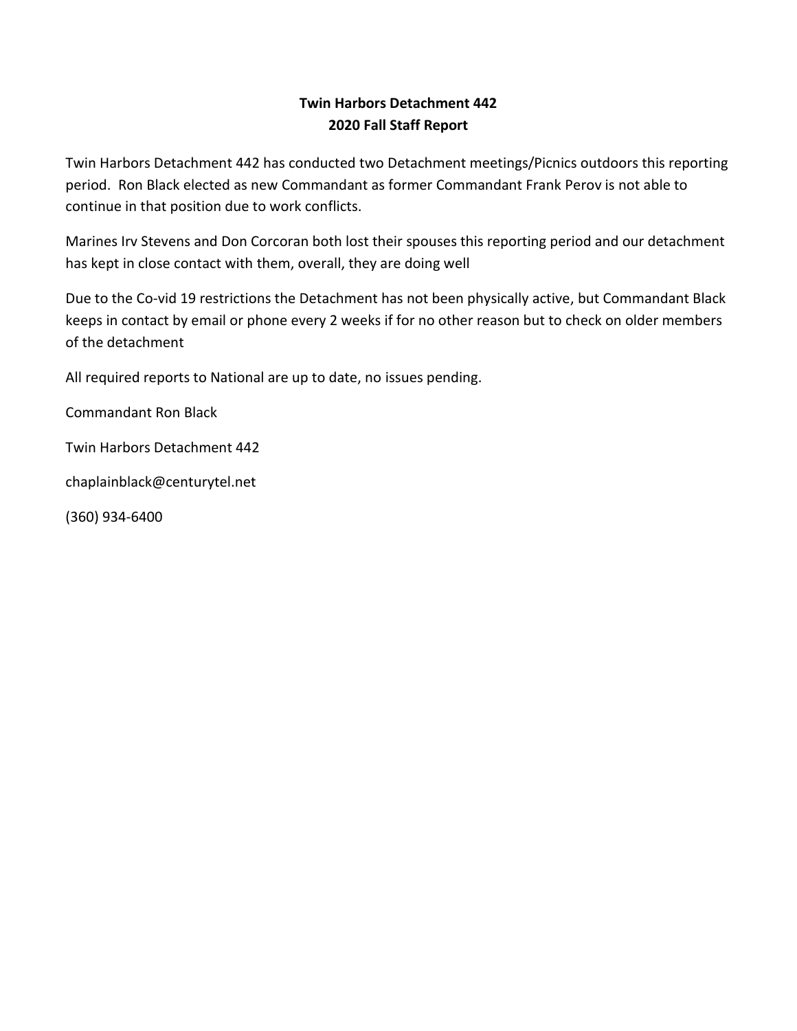**Twin Harbors Detachment 442**
**2020 Fall Staff Report**

Twin Harbors Detachment 442 has conducted two Detachment meetings/Picnics outdoors this reporting period. Ron Black elected as new Commandant as former Commandant Frank Perov is not able to continue in that position due to work conflicts.

Marines Irv Stevens and Don Corcoran both lost their spouses this reporting period and our detachment has kept in close contact with them, overall, they are doing well

Due to the Co-vid 19 restrictions the Detachment has not been physically active, but Commandant Black keeps in contact by email or phone every 2 weeks if for no other reason but to check on older members of the detachment

All required reports to National are up to date, no issues pending.

Commandant Ron Black

Twin Harbors Detachment 442

chaplainblack@centurytel.net

(360) 934-6400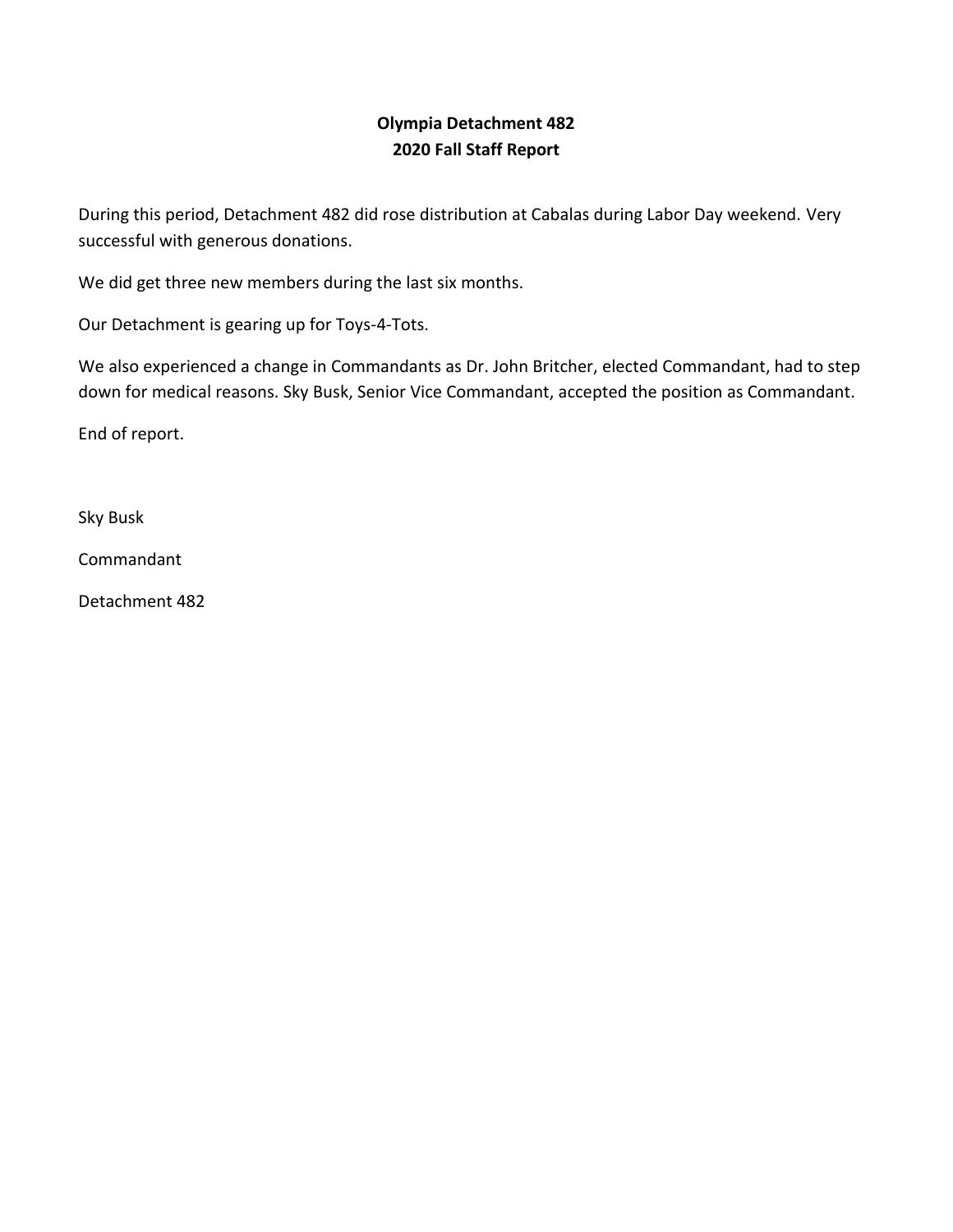# Olympia Detachment 482
## 2020 Fall Staff Report

During this period, Detachment 482 did rose distribution at Cabalas during Labor Day weekend. Very successful with generous donations.

We did get three new members during the last six months.

Our Detachment is gearing up for Toys-4-Tots.

We also experienced a change in Commandants as Dr. John Britcher, elected Commandant, had to step down for medical reasons. Sky Busk, Senior Vice Commandant, accepted the position as Commandant.

End of report.

Sky Busk

Commandant

Detachment 482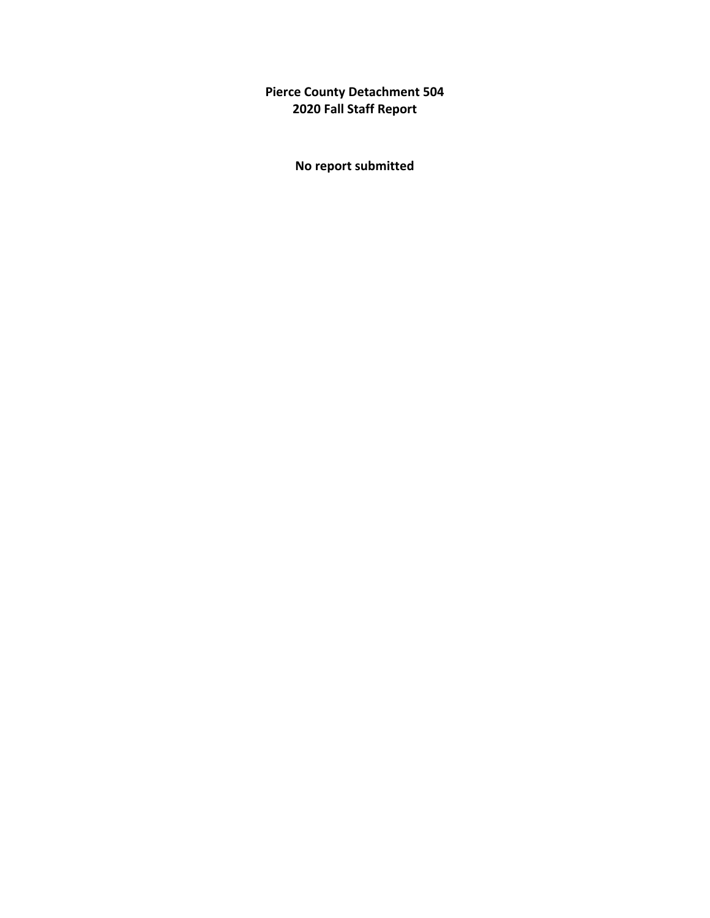**Pierce County Detachment 504**
**2020 Fall Staff Report**

**No report submitted**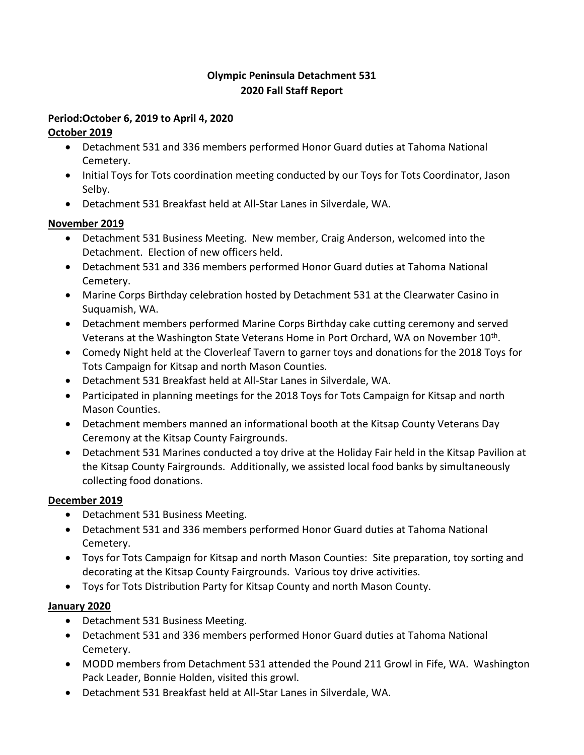**Olympic Peninsula Detachment 531**
**2020 Fall Staff Report**

**Period:October 6, 2019 to April 4, 2020**

**October 2019**

- Detachment 531 and 336 members performed Honor Guard duties at Tahoma National Cemetery.
- Initial Toys for Tots coordination meeting conducted by our Toys for Tots Coordinator, Jason Selby.
- Detachment 531 Breakfast held at All-Star Lanes in Silverdale, WA.

**November 2019**

- Detachment 531 Business Meeting. New member, Craig Anderson, welcomed into the Detachment. Election of new officers held.
- Detachment 531 and 336 members performed Honor Guard duties at Tahoma National Cemetery.
- Marine Corps Birthday celebration hosted by Detachment 531 at the Clearwater Casino in Suquamish, WA.
- Detachment members performed Marine Corps Birthday cake cutting ceremony and served Veterans at the Washington State Veterans Home in Port Orchard, WA on November 10th.
- Comedy Night held at the Cloverleaf Tavern to garner toys and donations for the 2018 Toys for Tots Campaign for Kitsap and north Mason Counties.
- Detachment 531 Breakfast held at All-Star Lanes in Silverdale, WA.
- Participated in planning meetings for the 2018 Toys for Tots Campaign for Kitsap and north Mason Counties.
- Detachment members manned an informational booth at the Kitsap County Veterans Day Ceremony at the Kitsap County Fairgrounds.
- Detachment 531 Marines conducted a toy drive at the Holiday Fair held in the Kitsap Pavilion at the Kitsap County Fairgrounds. Additionally, we assisted local food banks by simultaneously collecting food donations.

**December 2019**

- Detachment 531 Business Meeting.
- Detachment 531 and 336 members performed Honor Guard duties at Tahoma National Cemetery.
- Toys for Tots Campaign for Kitsap and north Mason Counties: Site preparation, toy sorting and decorating at the Kitsap County Fairgrounds. Various toy drive activities.
- Toys for Tots Distribution Party for Kitsap County and north Mason County.

**January 2020**

- Detachment 531 Business Meeting.
- Detachment 531 and 336 members performed Honor Guard duties at Tahoma National Cemetery.
- MODD members from Detachment 531 attended the Pound 211 Growl in Fife, WA. Washington Pack Leader, Bonnie Holden, visited this growl.
- Detachment 531 Breakfast held at All-Star Lanes in Silverdale, WA.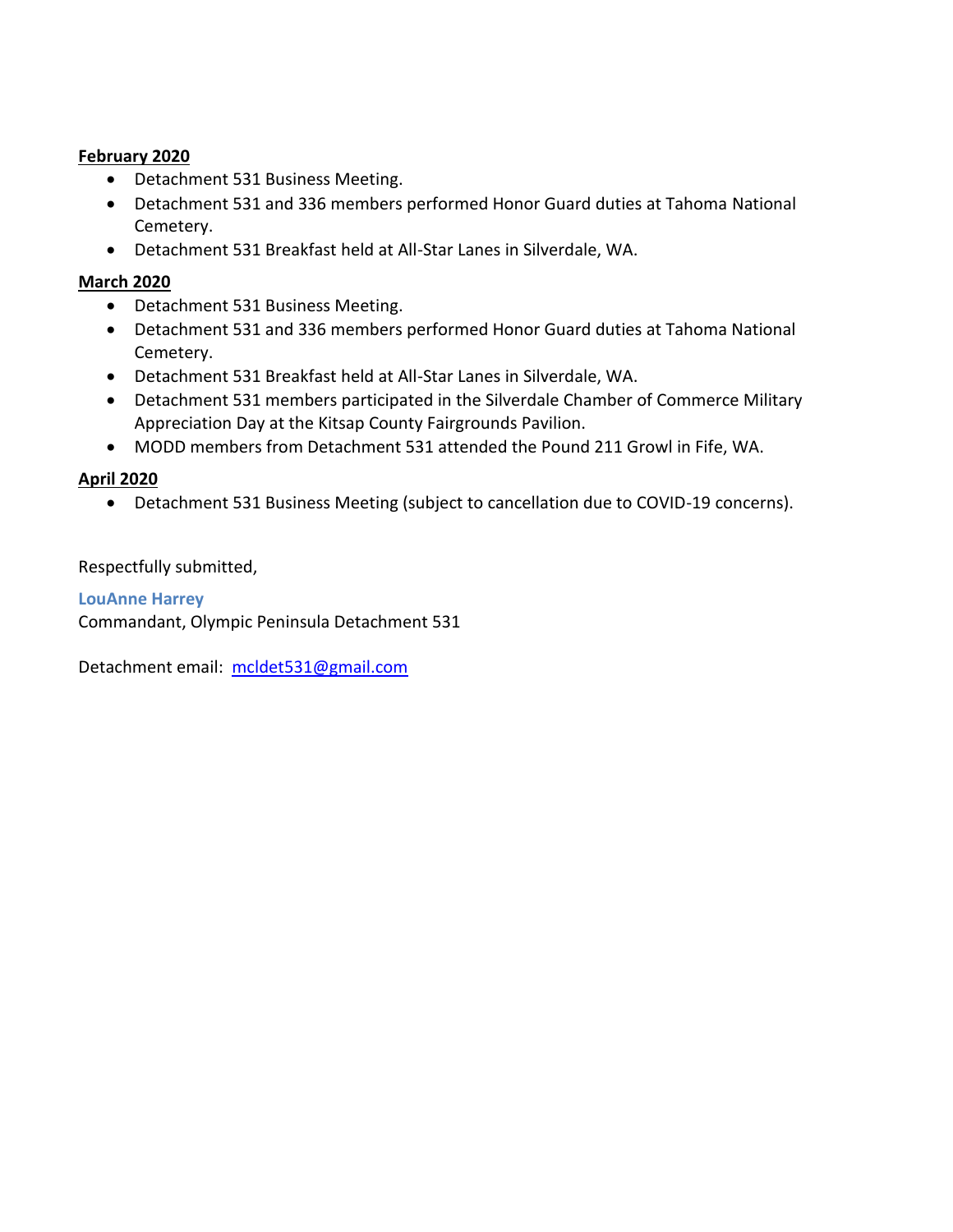**February 2020**

- Detachment 531 Business Meeting.
- Detachment 531 and 336 members performed Honor Guard duties at Tahoma National Cemetery.
- Detachment 531 Breakfast held at All-Star Lanes in Silverdale, WA.

**March 2020**

- Detachment 531 Business Meeting.
- Detachment 531 and 336 members performed Honor Guard duties at Tahoma National Cemetery.
- Detachment 531 Breakfast held at All-Star Lanes in Silverdale, WA.
- Detachment 531 members participated in the Silverdale Chamber of Commerce Military Appreciation Day at the Kitsap County Fairgrounds Pavilion.
- MODD members from Detachment 531 attended the Pound 211 Growl in Fife, WA.

**April 2020**

- Detachment 531 Business Meeting (subject to cancellation due to COVID-19 concerns).

Respectfully submitted,

**LouAnne Harrey**
Commandant, Olympic Peninsula Detachment 531

Detachment email: mcldet531@gmail.com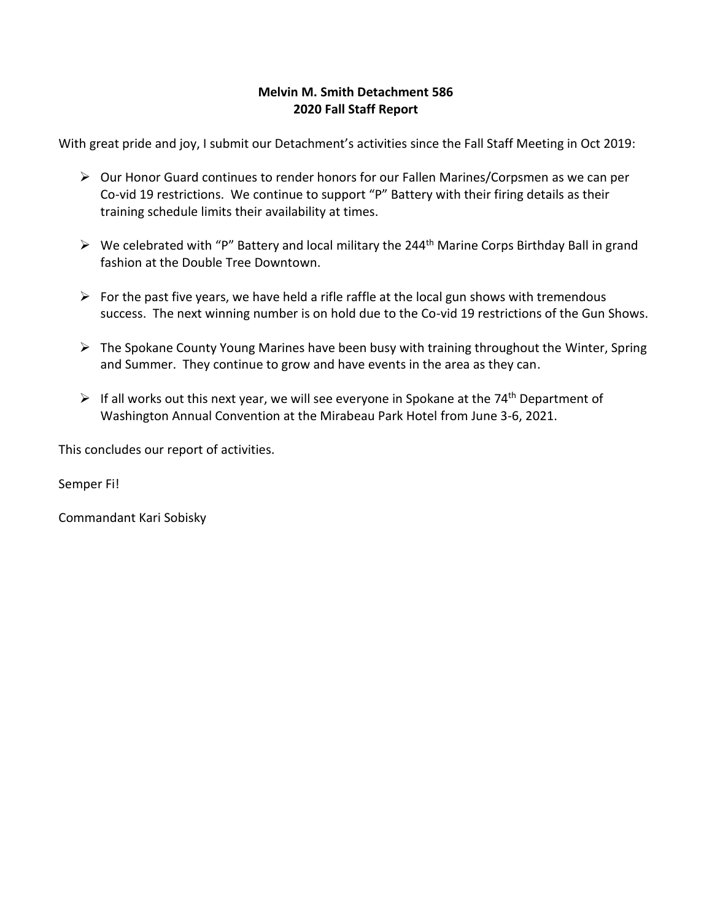**Melvin M. Smith Detachment 586**
**2020 Fall Staff Report**

With great pride and joy, I submit our Detachment's activities since the Fall Staff Meeting in Oct 2019:

- Our Honor Guard continues to render honors for our Fallen Marines/Corpsmen as we can per Co-vid 19 restrictions. We continue to support "P" Battery with their firing details as their training schedule limits their availability at times.

- We celebrated with "P" Battery and local military the 244th Marine Corps Birthday Ball in grand fashion at the Double Tree Downtown.

- For the past five years, we have held a rifle raffle at the local gun shows with tremendous success. The next winning number is on hold due to the Co-vid 19 restrictions of the Gun Shows.

- The Spokane County Young Marines have been busy with training throughout the Winter, Spring and Summer. They continue to grow and have events in the area as they can.

- If all works out this next year, we will see everyone in Spokane at the 74th Department of Washington Annual Convention at the Mirabeau Park Hotel from June 3-6, 2021.

This concludes our report of activities.

Semper Fi!

Commandant Kari Sobisky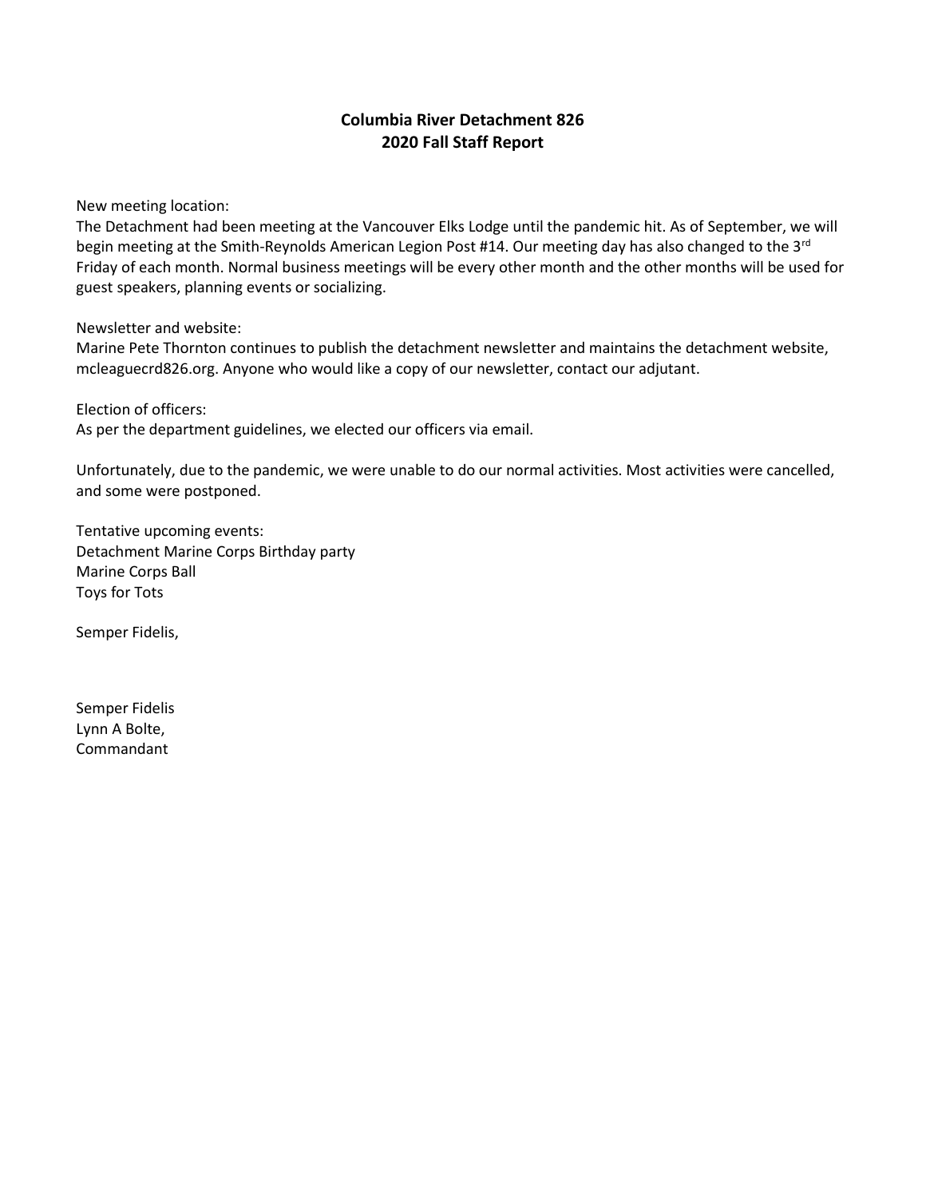**Columbia River Detachment 826**
**2020 Fall Staff Report**

New meeting location:
The Detachment had been meeting at the Vancouver Elks Lodge until the pandemic hit. As of September, we will begin meeting at the Smith-Reynolds American Legion Post #14. Our meeting day has also changed to the 3rd Friday of each month. Normal business meetings will be every other month and the other months will be used for guest speakers, planning events or socializing.

Newsletter and website:
Marine Pete Thornton continues to publish the detachment newsletter and maintains the detachment website, mcleaguecrd826.org. Anyone who would like a copy of our newsletter, contact our adjutant.

Election of officers:
As per the department guidelines, we elected our officers via email.

Unfortunately, due to the pandemic, we were unable to do our normal activities. Most activities were cancelled, and some were postponed.

Tentative upcoming events:
Detachment Marine Corps Birthday party
Marine Corps Ball
Toys for Tots

Semper Fidelis,

Semper Fidelis
Lynn A Bolte,
Commandant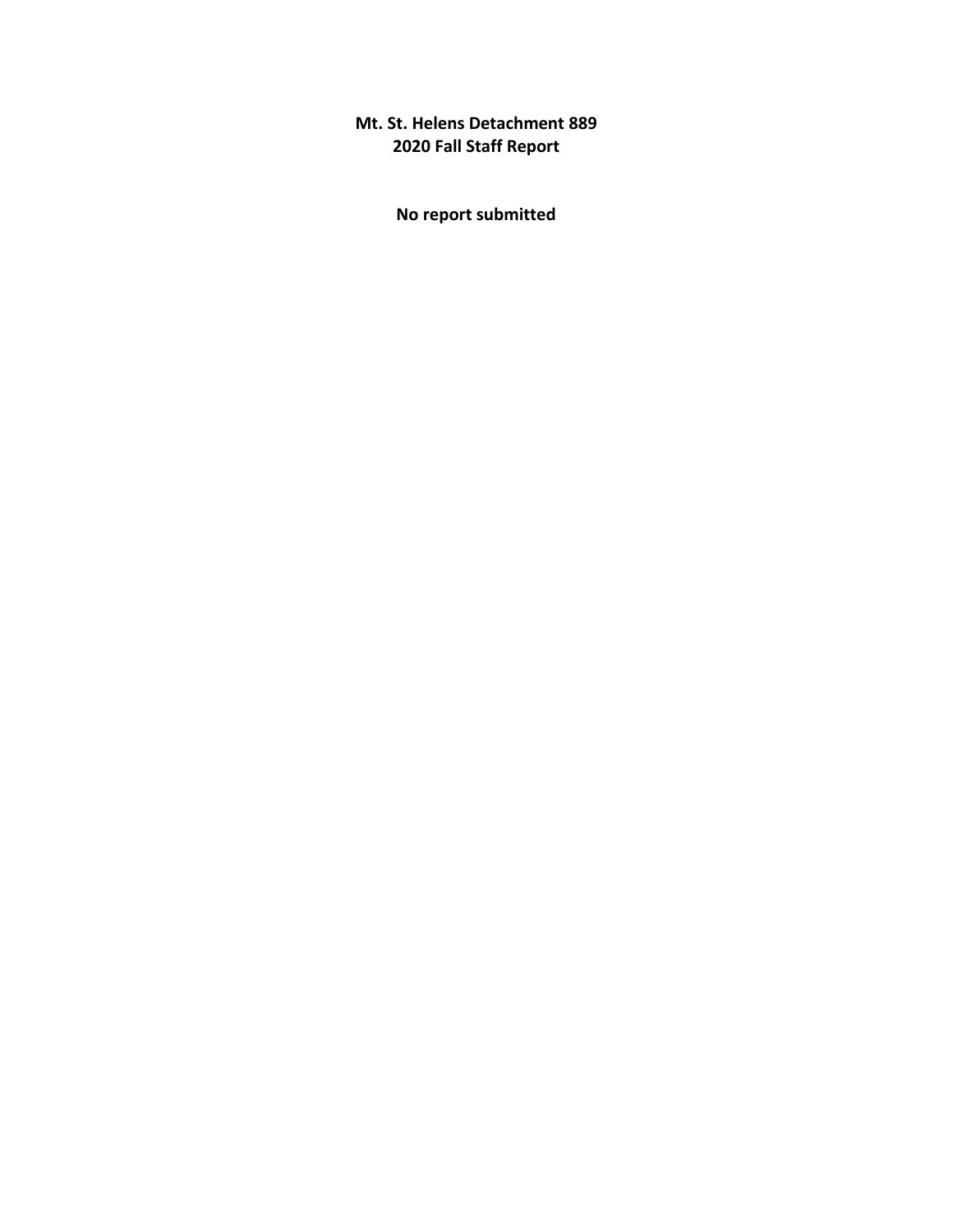**Mt. St. Helens Detachment 889**
**2020 Fall Staff Report**

**No report submitted**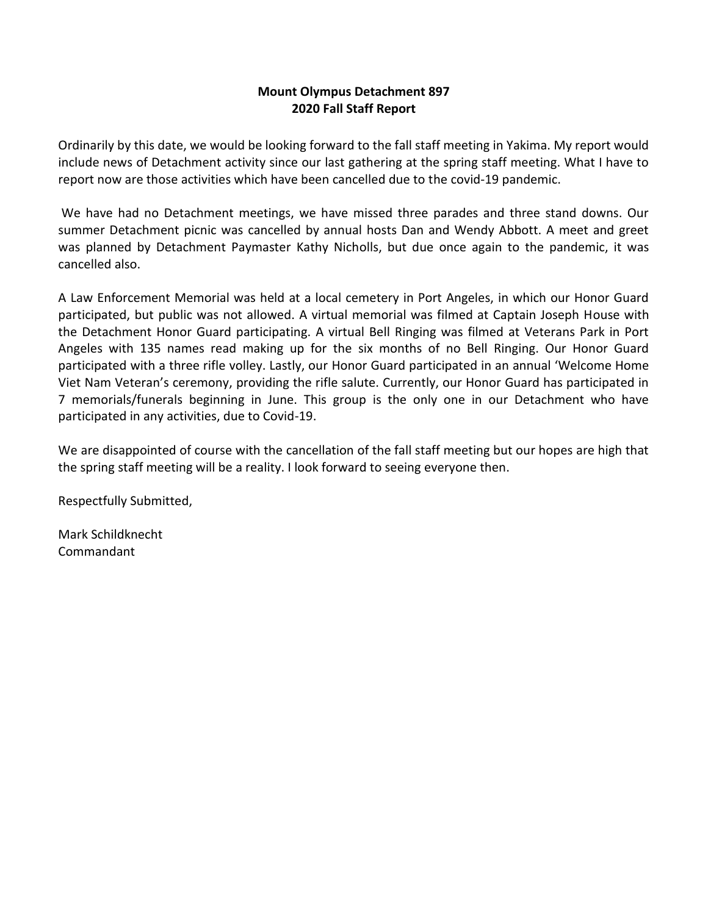**Mount Olympus Detachment 897**
**2020 Fall Staff Report**

Ordinarily by this date, we would be looking forward to the fall staff meeting in Yakima. My report would include news of Detachment activity since our last gathering at the spring staff meeting. What I have to report now are those activities which have been cancelled due to the covid-19 pandemic.

We have had no Detachment meetings, we have missed three parades and three stand downs. Our summer Detachment picnic was cancelled by annual hosts Dan and Wendy Abbott. A meet and greet was planned by Detachment Paymaster Kathy Nicholls, but due once again to the pandemic, it was cancelled also.

A Law Enforcement Memorial was held at a local cemetery in Port Angeles, in which our Honor Guard participated, but public was not allowed. A virtual memorial was filmed at Captain Joseph House with the Detachment Honor Guard participating. A virtual Bell Ringing was filmed at Veterans Park in Port Angeles with 135 names read making up for the six months of no Bell Ringing. Our Honor Guard participated with a three rifle volley. Lastly, our Honor Guard participated in an annual 'Welcome Home Viet Nam Veteran's ceremony, providing the rifle salute. Currently, our Honor Guard has participated in 7 memorials/funerals beginning in June. This group is the only one in our Detachment who have participated in any activities, due to Covid-19.

We are disappointed of course with the cancellation of the fall staff meeting but our hopes are high that the spring staff meeting will be a reality. I look forward to seeing everyone then.

Respectfully Submitted,

Mark Schildknecht
Commandant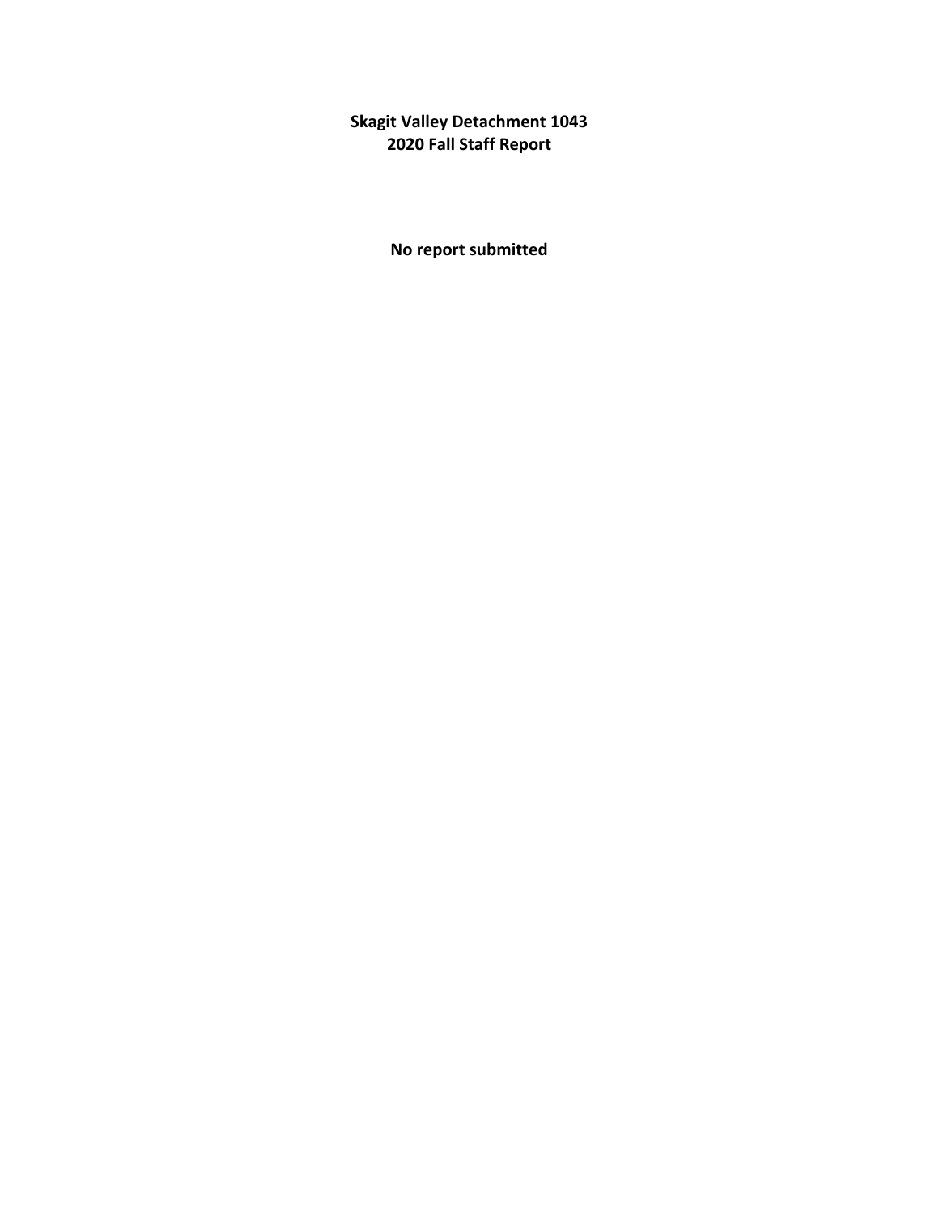**Skagit Valley Detachment 1043**
**2020 Fall Staff Report**

**No report submitted**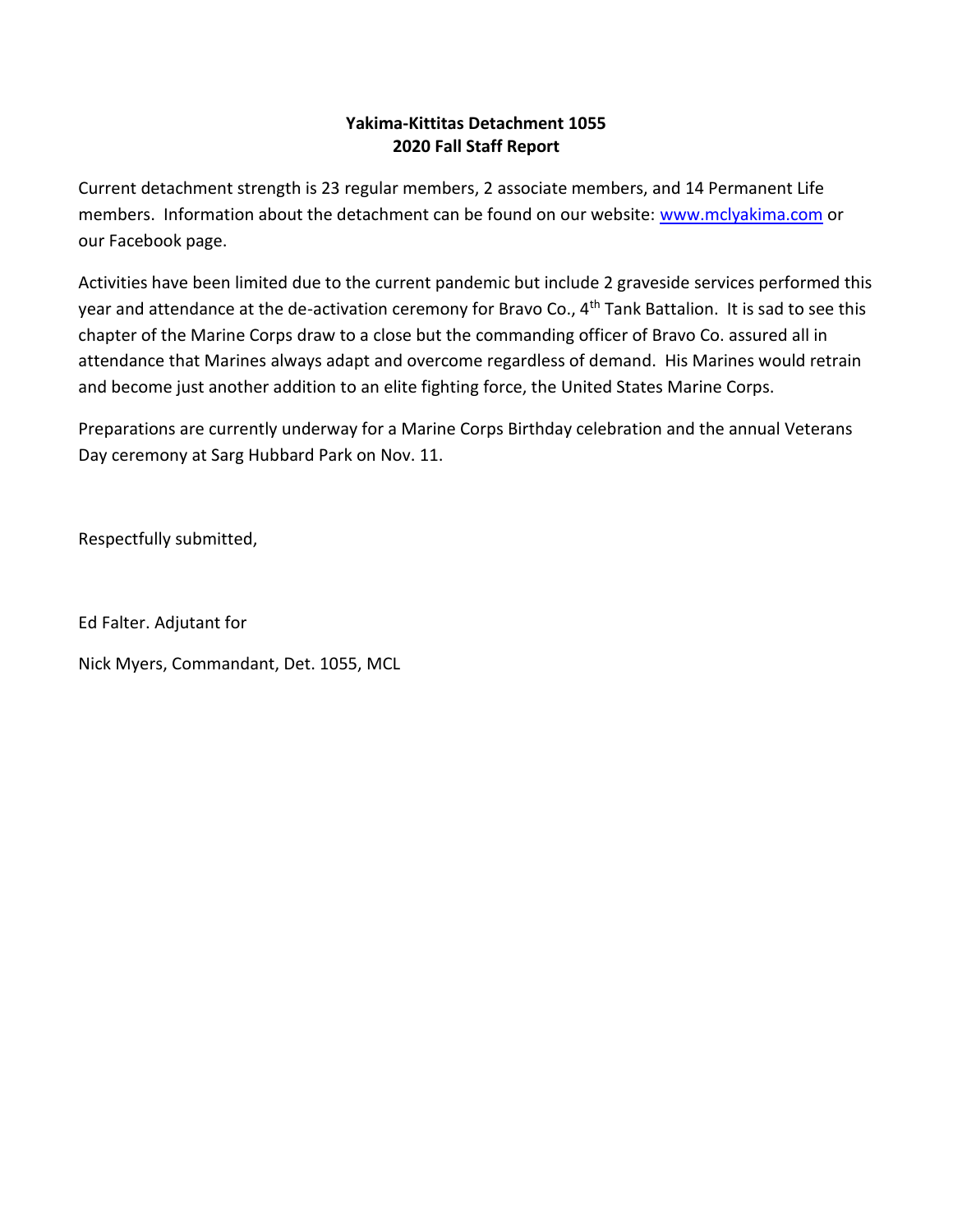**Yakima-Kittitas Detachment 1055**
**2020 Fall Staff Report**

Current detachment strength is 23 regular members, 2 associate members, and 14 Permanent Life members. Information about the detachment can be found on our website: www.mclyakima.com or our Facebook page.

Activities have been limited due to the current pandemic but include 2 graveside services performed this year and attendance at the de-activation ceremony for Bravo Co., 4th Tank Battalion. It is sad to see this chapter of the Marine Corps draw to a close but the commanding officer of Bravo Co. assured all in attendance that Marines always adapt and overcome regardless of demand. His Marines would retrain and become just another addition to an elite fighting force, the United States Marine Corps.

Preparations are currently underway for a Marine Corps Birthday celebration and the annual Veterans Day ceremony at Sarg Hubbard Park on Nov. 11.

Respectfully submitted,

Ed Falter. Adjutant for

Nick Myers, Commandant, Det. 1055, MCL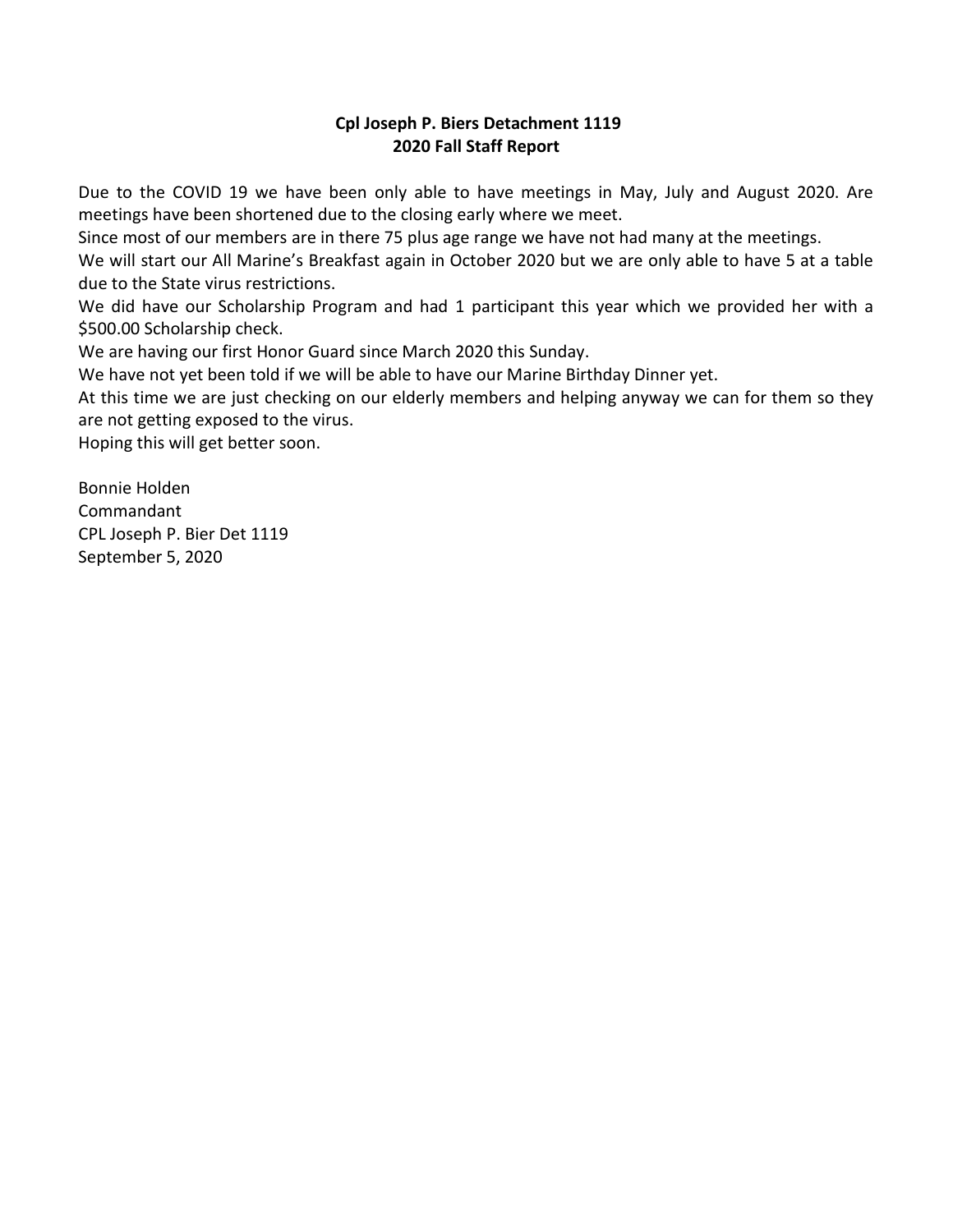**Cpl Joseph P. Biers Detachment 1119**
**2020 Fall Staff Report**

Due to the COVID 19 we have been only able to have meetings in May, July and August 2020. Are meetings have been shortened due to the closing early where we meet.

Since most of our members are in there 75 plus age range we have not had many at the meetings.

We will start our All Marine's Breakfast again in October 2020 but we are only able to have 5 at a table due to the State virus restrictions.

We did have our Scholarship Program and had 1 participant this year which we provided her with a $500.00 Scholarship check.

We are having our first Honor Guard since March 2020 this Sunday.

We have not yet been told if we will be able to have our Marine Birthday Dinner yet.

At this time we are just checking on our elderly members and helping anyway we can for them so they are not getting exposed to the virus.

Hoping this will get better soon.

Bonnie Holden
Commandant
CPL Joseph P. Bier Det 1119
September 5, 2020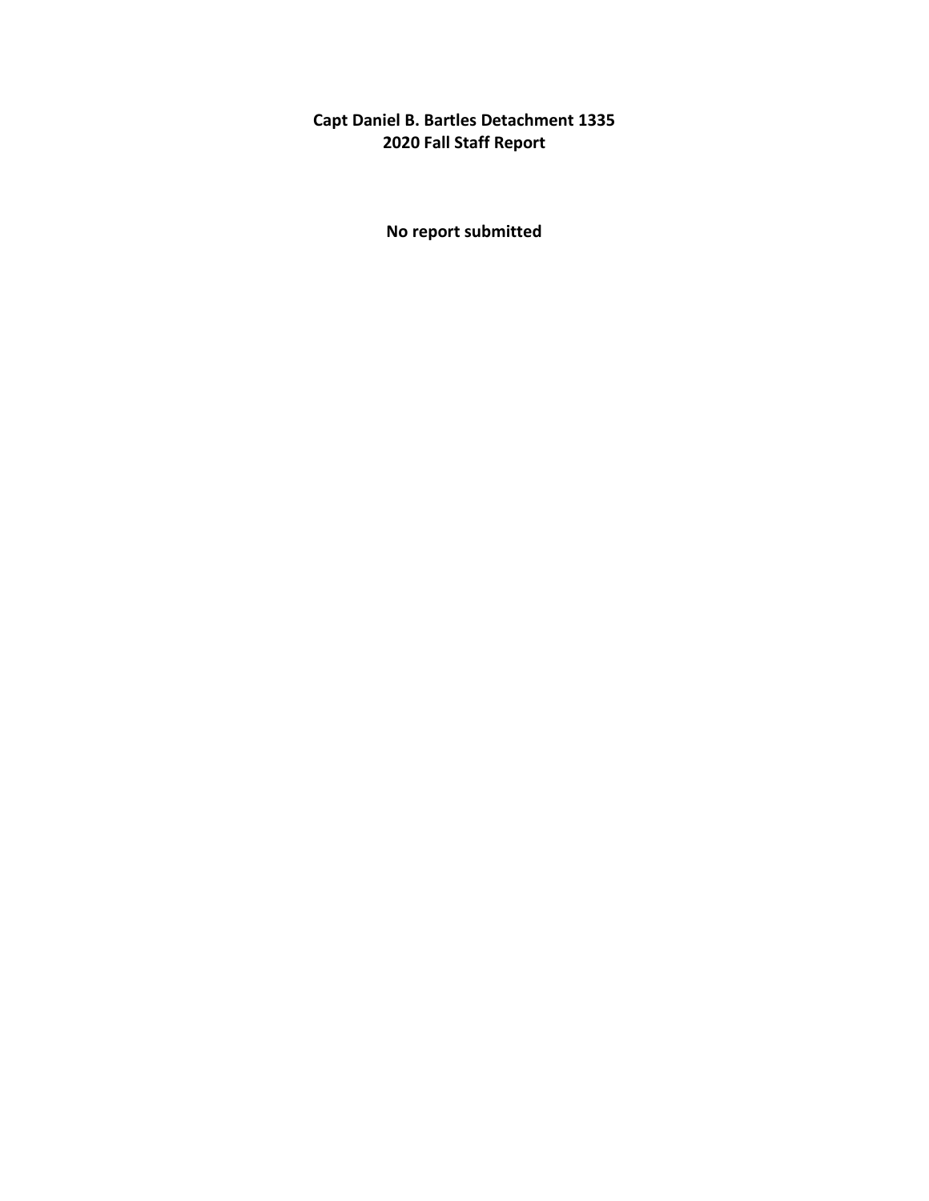**Capt Daniel B. Bartles Detachment 1335**
**2020 Fall Staff Report**

**No report submitted**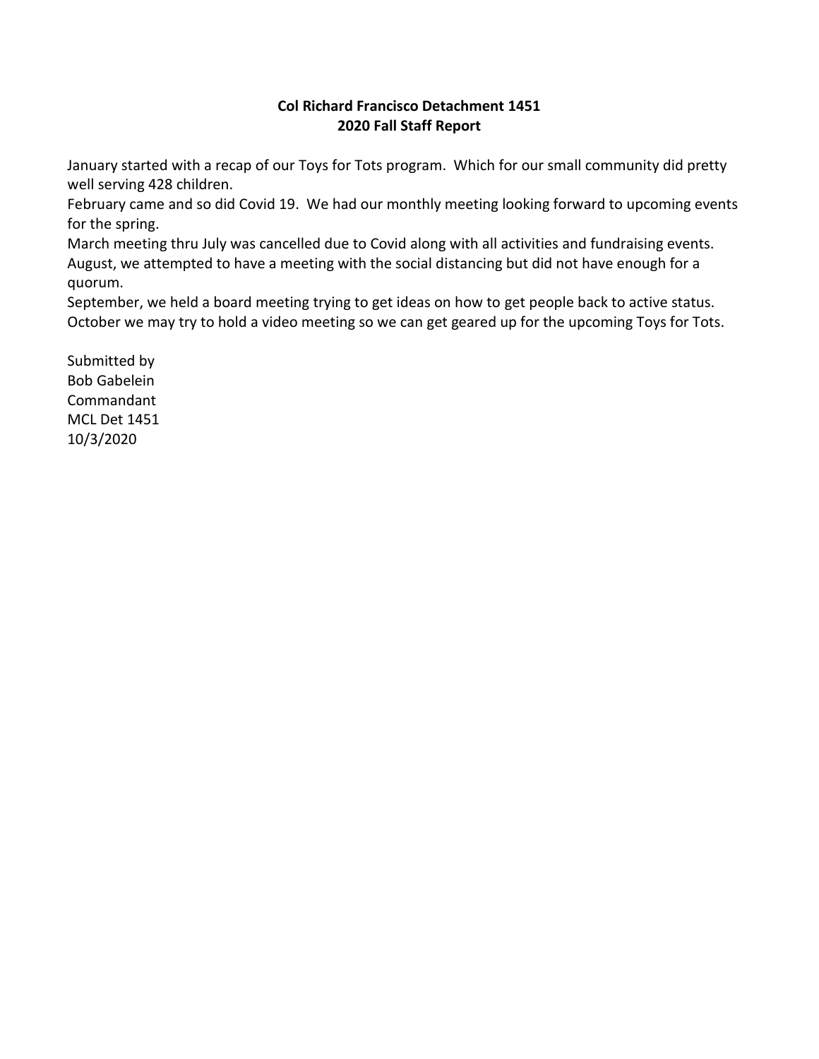**Col Richard Francisco Detachment 1451**
**2020 Fall Staff Report**

January started with a recap of our Toys for Tots program. Which for our small community did pretty well serving 428 children.
February came and so did Covid 19. We had our monthly meeting looking forward to upcoming events for the spring.
March meeting thru July was cancelled due to Covid along with all activities and fundraising events.
August, we attempted to have a meeting with the social distancing but did not have enough for a quorum.
September, we held a board meeting trying to get ideas on how to get people back to active status.
October we may try to hold a video meeting so we can get geared up for the upcoming Toys for Tots.

Submitted by
Bob Gabelein
Commandant
MCL Det 1451
10/3/2020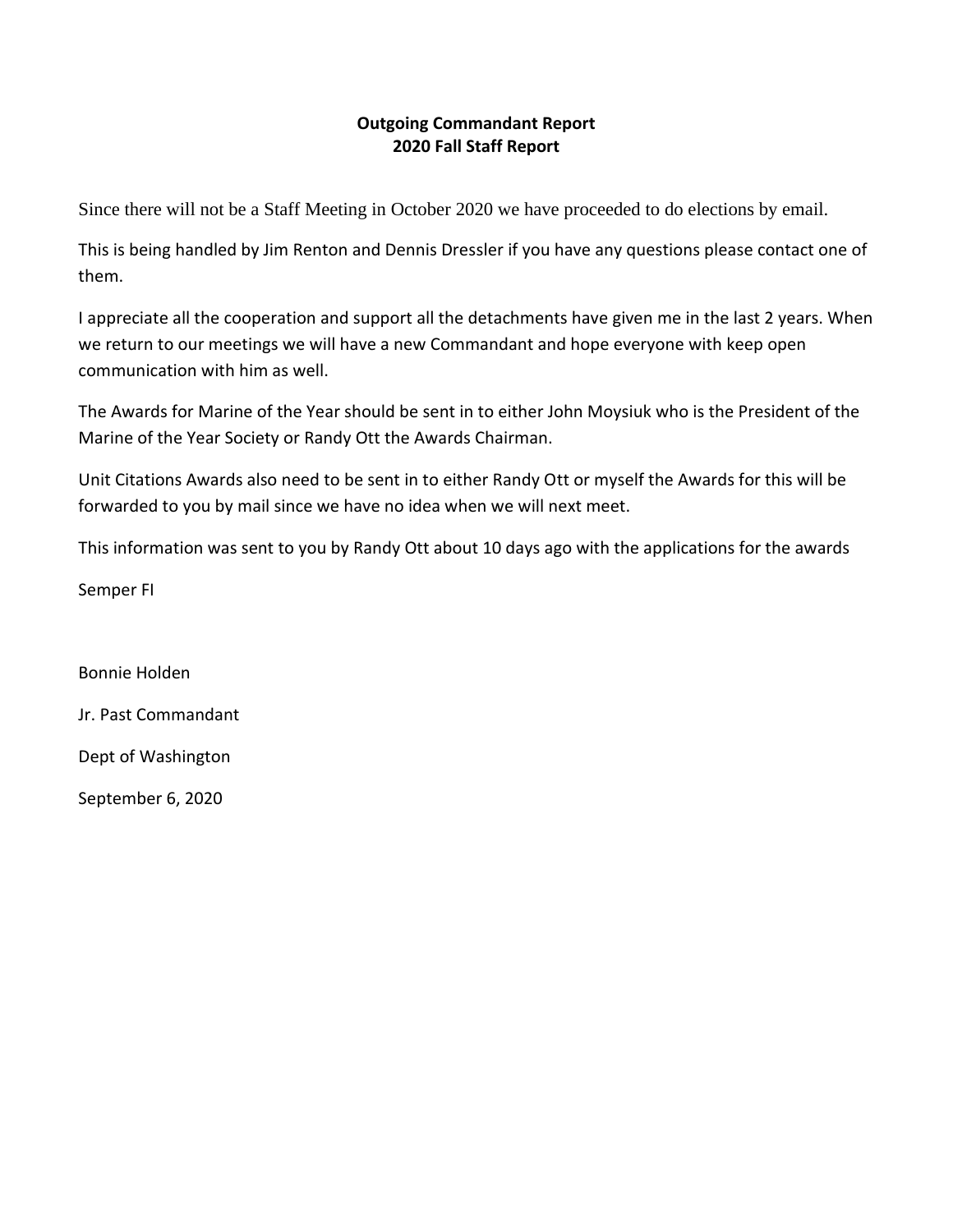**Outgoing Commandant Report**
**2020 Fall Staff Report**

Since there will not be a Staff Meeting in October 2020 we have proceeded to do elections by email.

This is being handled by Jim Renton and Dennis Dressler if you have any questions please contact one of them.

I appreciate all the cooperation and support all the detachments have given me in the last 2 years. When we return to our meetings we will have a new Commandant and hope everyone with keep open communication with him as well.

The Awards for Marine of the Year should be sent in to either John Moysiuk who is the President of the Marine of the Year Society or Randy Ott the Awards Chairman.

Unit Citations Awards also need to be sent in to either Randy Ott or myself the Awards for this will be forwarded to you by mail since we have no idea when we will next meet.

This information was sent to you by Randy Ott about 10 days ago with the applications for the awards

Semper FI

Bonnie Holden

Jr. Past Commandant

Dept of Washington

September 6, 2020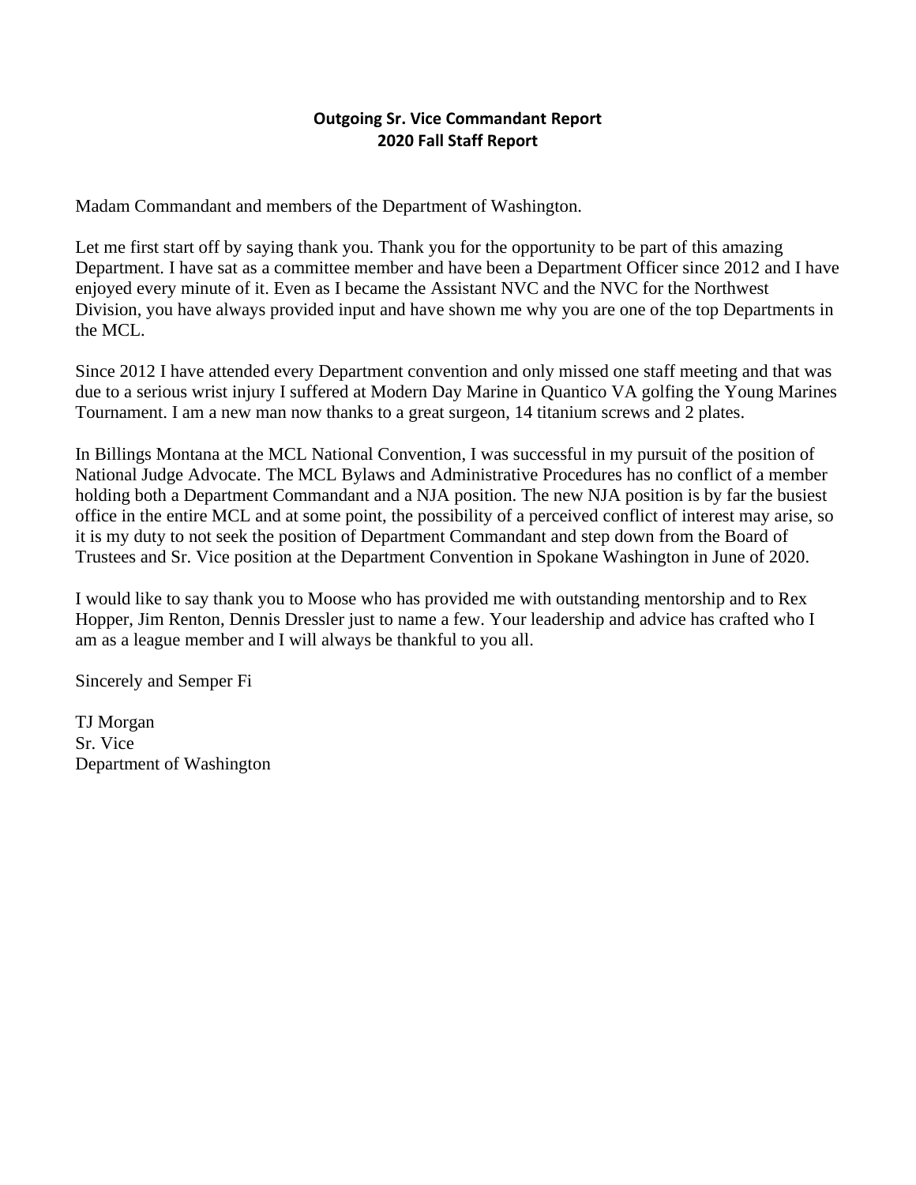**Outgoing Sr. Vice Commandant Report**
**2020 Fall Staff Report**

Madam Commandant and members of the Department of Washington.

Let me first start off by saying thank you. Thank you for the opportunity to be part of this amazing Department. I have sat as a committee member and have been a Department Officer since 2012 and I have enjoyed every minute of it. Even as I became the Assistant NVC and the NVC for the Northwest Division, you have always provided input and have shown me why you are one of the top Departments in the MCL.

Since 2012 I have attended every Department convention and only missed one staff meeting and that was due to a serious wrist injury I suffered at Modern Day Marine in Quantico VA golfing the Young Marines Tournament. I am a new man now thanks to a great surgeon, 14 titanium screws and 2 plates.

In Billings Montana at the MCL National Convention, I was successful in my pursuit of the position of National Judge Advocate. The MCL Bylaws and Administrative Procedures has no conflict of a member holding both a Department Commandant and a NJA position. The new NJA position is by far the busiest office in the entire MCL and at some point, the possibility of a perceived conflict of interest may arise, so it is my duty to not seek the position of Department Commandant and step down from the Board of Trustees and Sr. Vice position at the Department Convention in Spokane Washington in June of 2020.

I would like to say thank you to Moose who has provided me with outstanding mentorship and to Rex Hopper, Jim Renton, Dennis Dressler just to name a few. Your leadership and advice has crafted who I am as a league member and I will always be thankful to you all.

Sincerely and Semper Fi

TJ Morgan
Sr. Vice
Department of Washington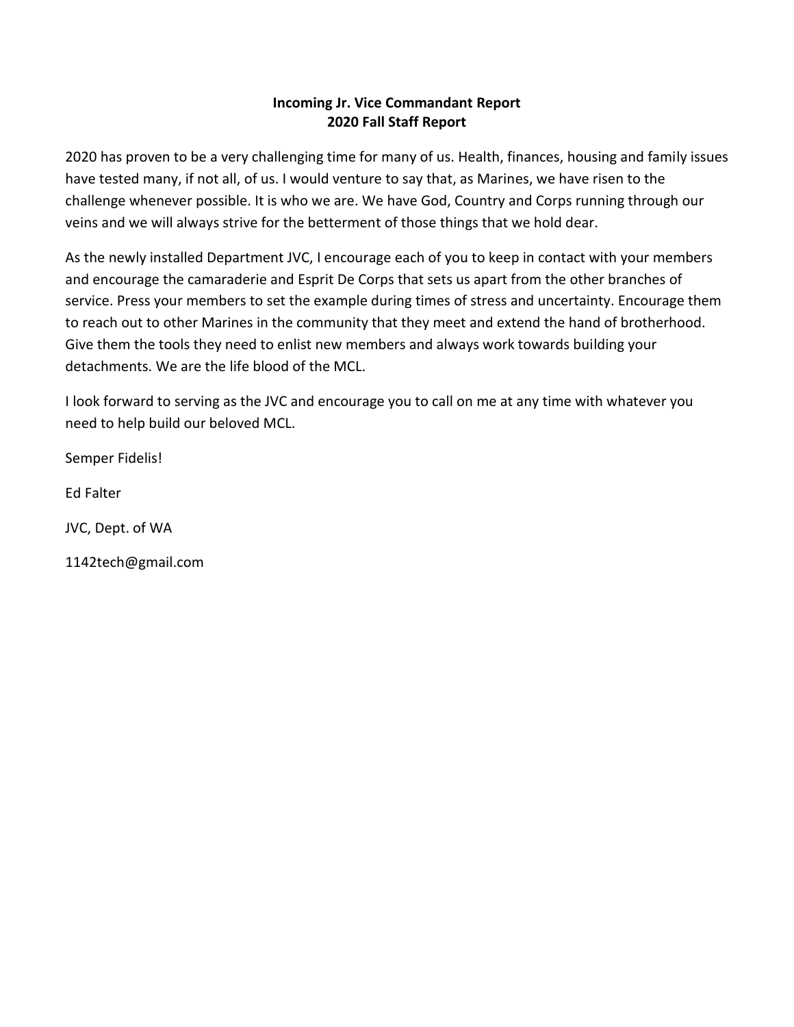**Incoming Jr. Vice Commandant Report**
**2020 Fall Staff Report**

2020 has proven to be a very challenging time for many of us. Health, finances, housing and family issues have tested many, if not all, of us. I would venture to say that, as Marines, we have risen to the challenge whenever possible. It is who we are. We have God, Country and Corps running through our veins and we will always strive for the betterment of those things that we hold dear.

As the newly installed Department JVC, I encourage each of you to keep in contact with your members and encourage the camaraderie and Esprit De Corps that sets us apart from the other branches of service. Press your members to set the example during times of stress and uncertainty. Encourage them to reach out to other Marines in the community that they meet and extend the hand of brotherhood. Give them the tools they need to enlist new members and always work towards building your detachments. We are the life blood of the MCL.

I look forward to serving as the JVC and encourage you to call on me at any time with whatever you need to help build our beloved MCL.

Semper Fidelis!

Ed Falter

JVC, Dept. of WA

1142tech@gmail.com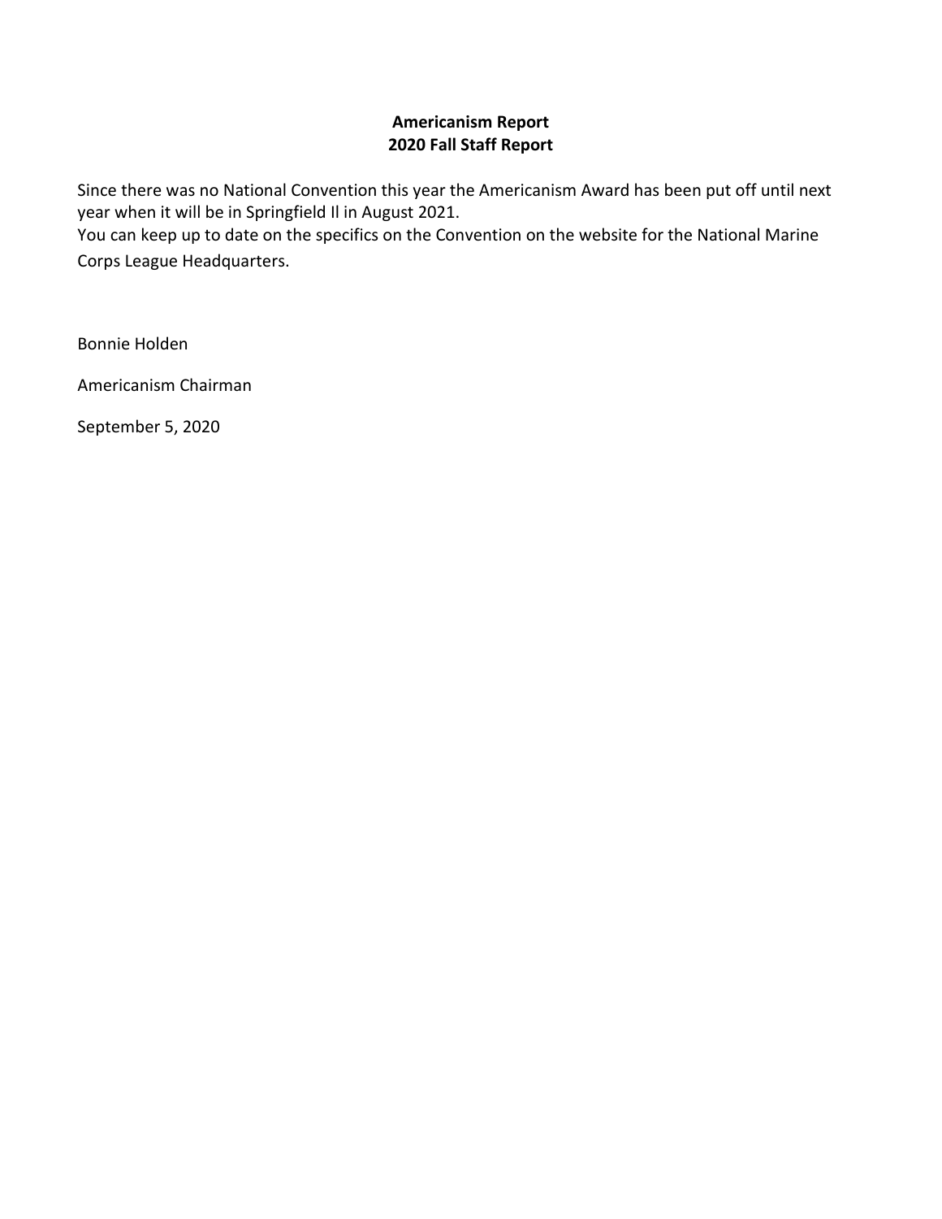**Americanism Report**
**2020 Fall Staff Report**

Since there was no National Convention this year the Americanism Award has been put off until next year when it will be in Springfield Il in August 2021.
You can keep up to date on the specifics on the Convention on the website for the National Marine Corps League Headquarters.

Bonnie Holden

Americanism Chairman

September 5, 2020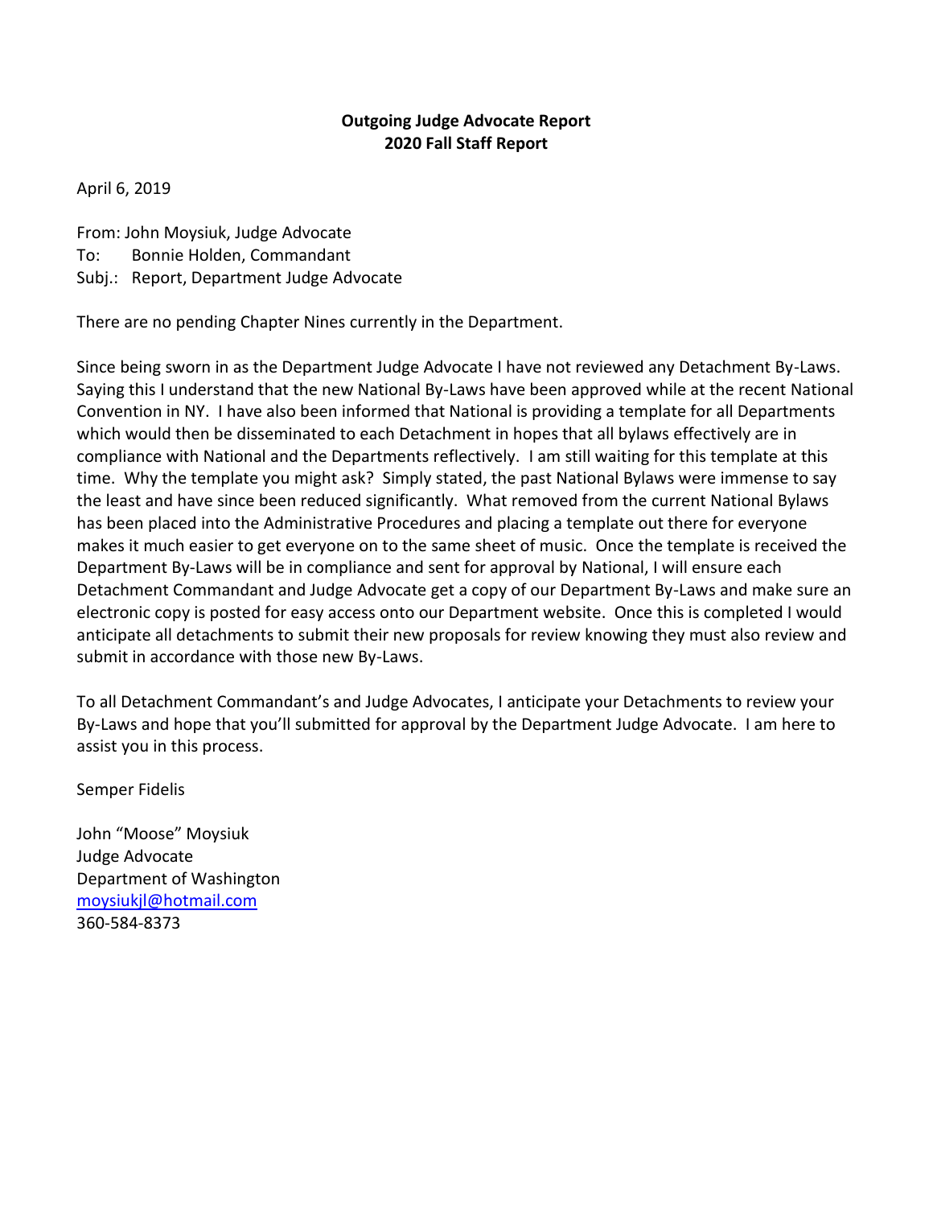**Outgoing Judge Advocate Report**
**2020 Fall Staff Report**

April 6, 2019

From: John Moysiuk, Judge Advocate
To: Bonnie Holden, Commandant
Subj.: Report, Department Judge Advocate

There are no pending Chapter Nines currently in the Department.

Since being sworn in as the Department Judge Advocate I have not reviewed any Detachment By-Laws. Saying this I understand that the new National By-Laws have been approved while at the recent National Convention in NY. I have also been informed that National is providing a template for all Departments which would then be disseminated to each Detachment in hopes that all bylaws effectively are in compliance with National and the Departments reflectively. I am still waiting for this template at this time. Why the template you might ask? Simply stated, the past National Bylaws were immense to say the least and have since been reduced significantly. What removed from the current National Bylaws has been placed into the Administrative Procedures and placing a template out there for everyone makes it much easier to get everyone on to the same sheet of music. Once the template is received the Department By-Laws will be in compliance and sent for approval by National, I will ensure each Detachment Commandant and Judge Advocate get a copy of our Department By-Laws and make sure an electronic copy is posted for easy access onto our Department website. Once this is completed I would anticipate all detachments to submit their new proposals for review knowing they must also review and submit in accordance with those new By-Laws.

To all Detachment Commandant's and Judge Advocates, I anticipate your Detachments to review your By-Laws and hope that you'll submitted for approval by the Department Judge Advocate. I am here to assist you in this process.

Semper Fidelis

John "Moose" Moysiuk
Judge Advocate
Department of Washington
moysiukjl@hotmail.com
360-584-8373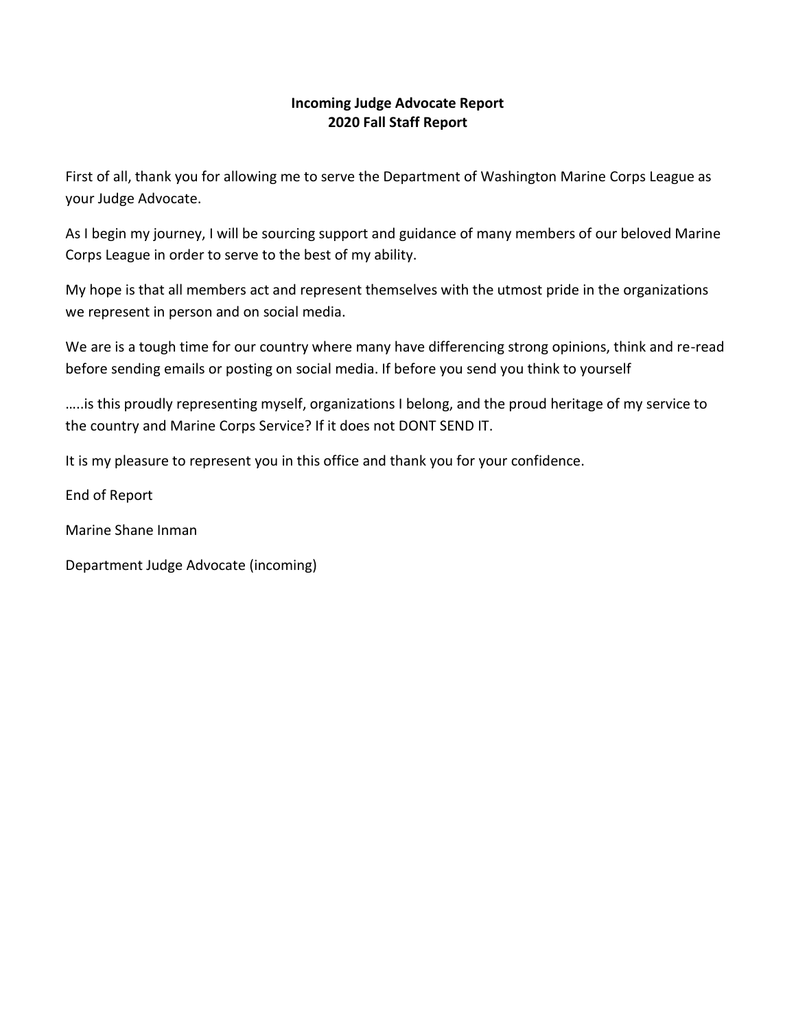**Incoming Judge Advocate Report**
**2020 Fall Staff Report**

First of all, thank you for allowing me to serve the Department of Washington Marine Corps League as your Judge Advocate.

As I begin my journey, I will be sourcing support and guidance of many members of our beloved Marine Corps League in order to serve to the best of my ability.

My hope is that all members act and represent themselves with the utmost pride in the organizations we represent in person and on social media.

We are is a tough time for our country where many have differencing strong opinions, think and re-read before sending emails or posting on social media. If before you send you think to yourself

…..is this proudly representing myself, organizations I belong, and the proud heritage of my service to the country and Marine Corps Service? If it does not DONT SEND IT.

It is my pleasure to represent you in this office and thank you for your confidence.

End of Report

Marine Shane Inman

Department Judge Advocate (incoming)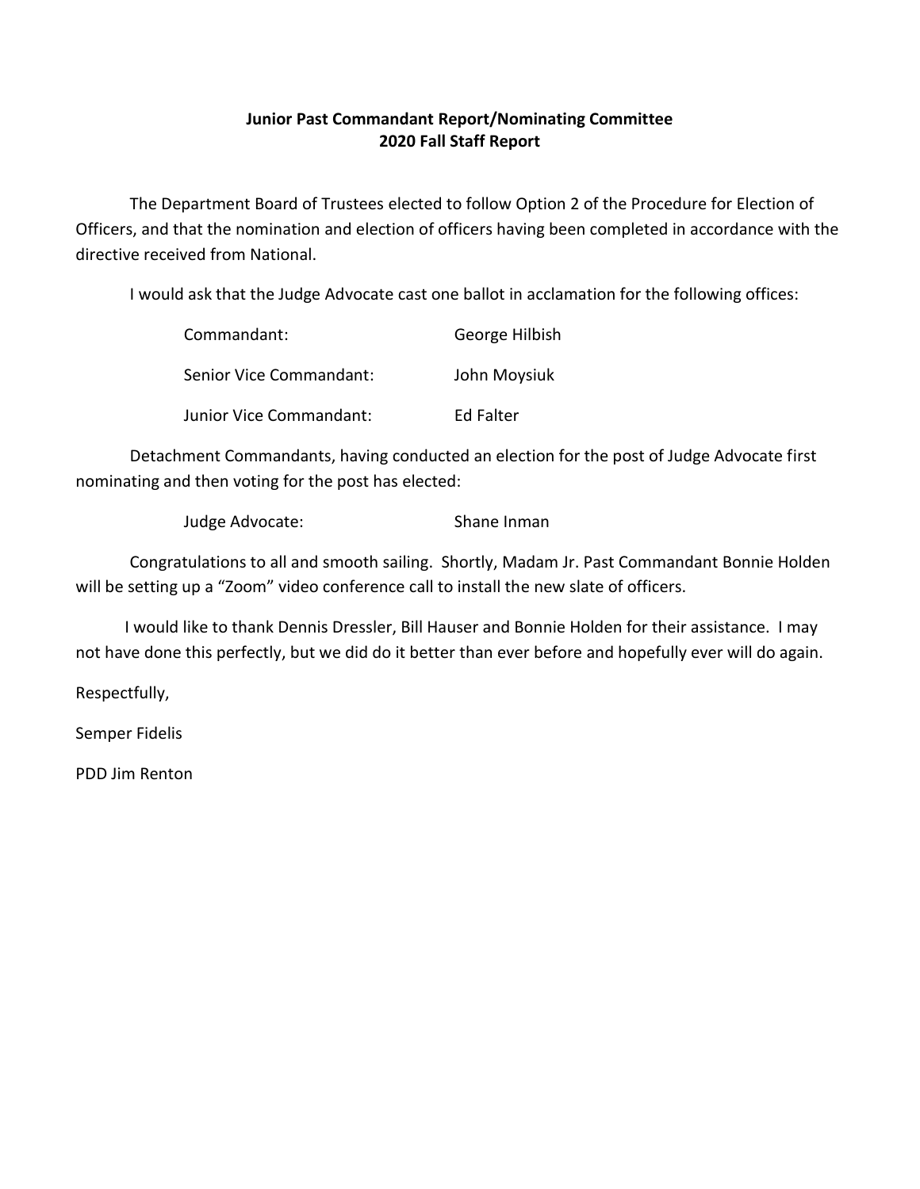**Junior Past Commandant Report/Nominating Committee**
**2020 Fall Staff Report**

The Department Board of Trustees elected to follow Option 2 of the Procedure for Election of Officers, and that the nomination and election of officers having been completed in accordance with the directive received from National.

I would ask that the Judge Advocate cast one ballot in acclamation for the following offices:

| | |
|---|---|
| Commandant: | George Hilbish |
| Senior Vice Commandant: | John Moysiuk |
| Junior Vice Commandant: | Ed Falter |

Detachment Commandants, having conducted an election for the post of Judge Advocate first nominating and then voting for the post has elected:

| | |
|---|---|
| Judge Advocate: | Shane Inman |

Congratulations to all and smooth sailing. Shortly, Madam Jr. Past Commandant Bonnie Holden will be setting up a "Zoom" video conference call to install the new slate of officers.

I would like to thank Dennis Dressler, Bill Hauser and Bonnie Holden for their assistance. I may not have done this perfectly, but we did do it better than ever before and hopefully ever will do again.

Respectfully,

Semper Fidelis

PDD Jim Renton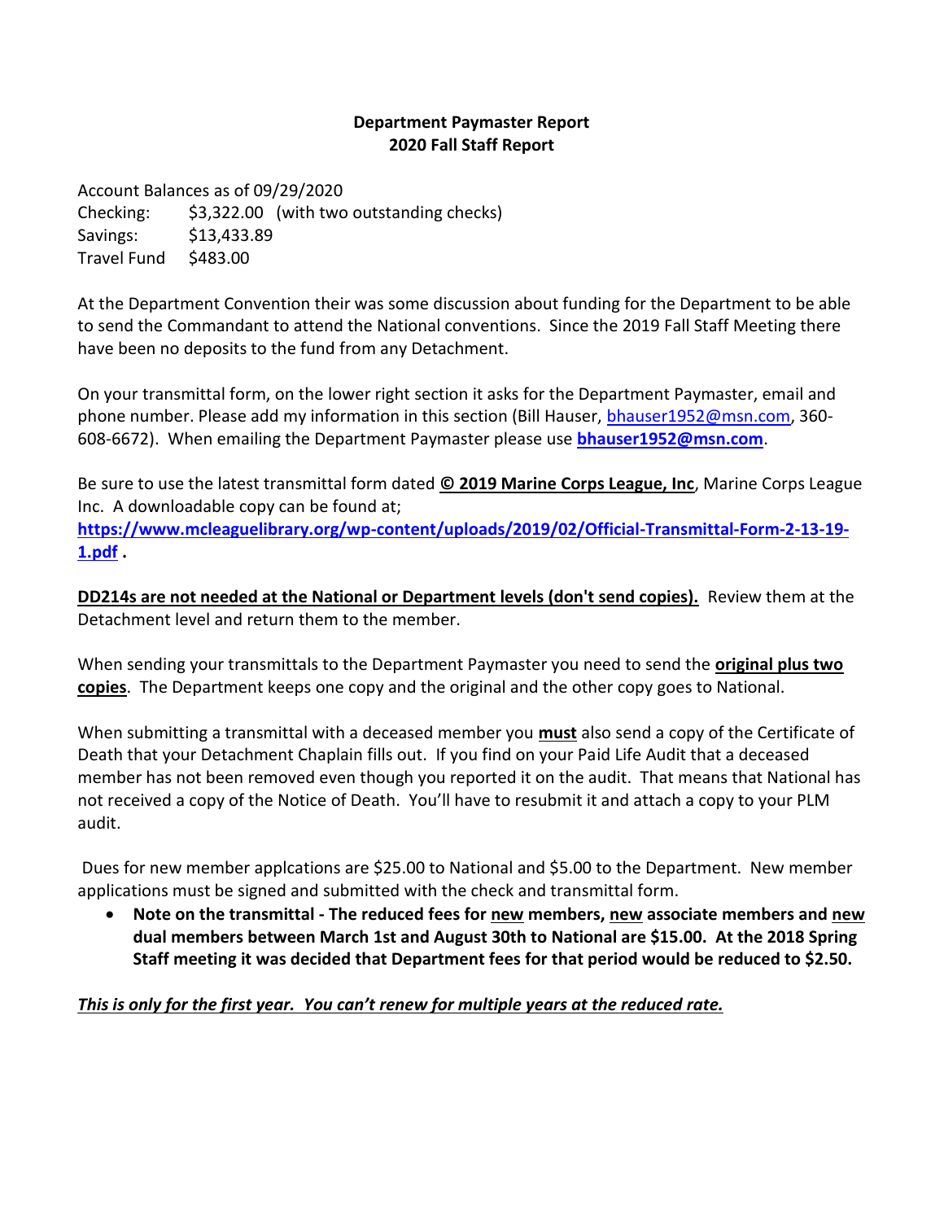**Department Paymaster Report**
**2020 Fall Staff Report**

Account Balances as of 09/29/2020
Checking: $3,322.00 (with two outstanding checks)
Savings: $13,433.89
Travel Fund $483.00

At the Department Convention their was some discussion about funding for the Department to be able to send the Commandant to attend the National conventions. Since the 2019 Fall Staff Meeting there have been no deposits to the fund from any Detachment.

On your transmittal form, on the lower right section it asks for the Department Paymaster, email and phone number. Please add my information in this section (Bill Hauser, bhauser1952@msn.com, 360-608-6672). When emailing the Department Paymaster please use **bhauser1952@msn.com**.

Be sure to use the latest transmittal form dated **© 2019 Marine Corps League, Inc**, Marine Corps League Inc. A downloadable copy can be found at;
**https://www.mcleaguelibrary.org/wp-content/uploads/2019/02/Official-Transmittal-Form-2-13-19-1.pdf .**

**DD214s are not needed at the National or Department levels (don't send copies).** Review them at the Detachment level and return them to the member.

When sending your transmittals to the Department Paymaster you need to send the **original plus two copies**. The Department keeps one copy and the original and the other copy goes to National.

When submitting a transmittal with a deceased member you **must** also send a copy of the Certificate of Death that your Detachment Chaplain fills out. If you find on your Paid Life Audit that a deceased member has not been removed even though you reported it on the audit. That means that National has not received a copy of the Notice of Death. You'll have to resubmit it and attach a copy to your PLM audit.

Dues for new member applcations are $25.00 to National and $5.00 to the Department. New member applications must be signed and submitted with the check and transmittal form.

- **Note on the transmittal - The reduced fees for new members, new associate members and new dual members between March 1st and August 30th to National are $15.00. At the 2018 Spring Staff meeting it was decided that Department fees for that period would be reduced to $2.50.**

***This is only for the first year. You can't renew for multiple years at the reduced rate.***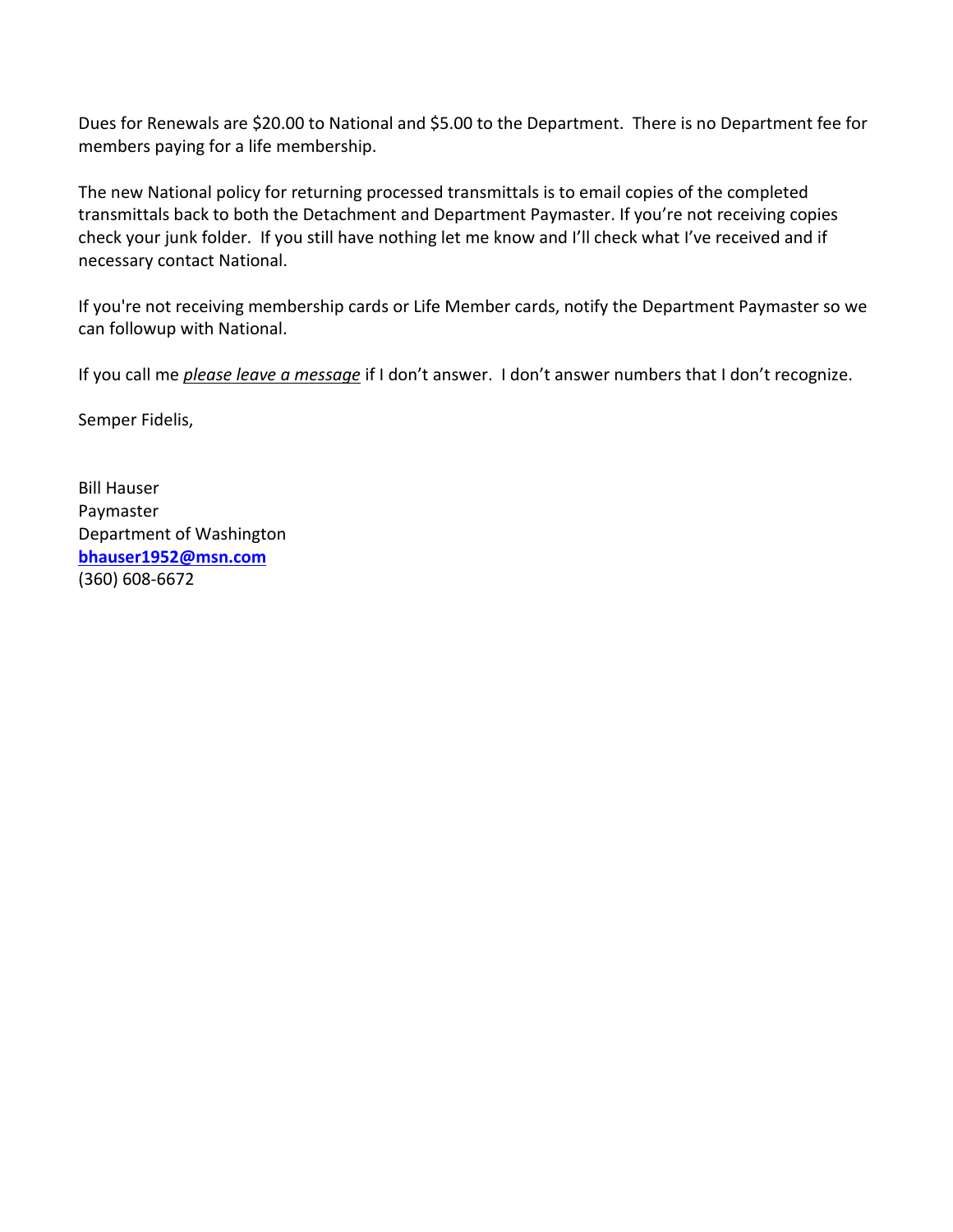Dues for Renewals are $20.00 to National and $5.00 to the Department. There is no Department fee for members paying for a life membership.

The new National policy for returning processed transmittals is to email copies of the completed transmittals back to both the Detachment and Department Paymaster. If you're not receiving copies check your junk folder. If you still have nothing let me know and I'll check what I've received and if necessary contact National.

If you're not receiving membership cards or Life Member cards, notify the Department Paymaster so we can followup with National.

If you call me *please leave a message* if I don't answer. I don't answer numbers that I don't recognize.

Semper Fidelis,

Bill Hauser  
Paymaster  
Department of Washington  
**bhauser1952@msn.com**  
(360) 608-6672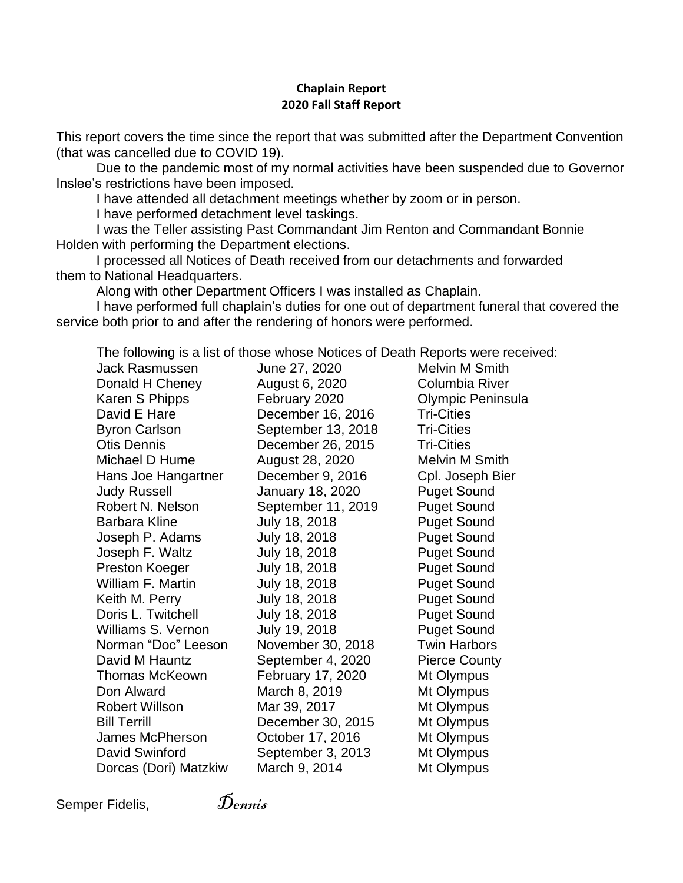**Chaplain Report**
**2020 Fall Staff Report**

This report covers the time since the report that was submitted after the Department Convention (that was cancelled due to COVID 19).

Due to the pandemic most of my normal activities have been suspended due to Governor Inslee's restrictions have been imposed.

I have attended all detachment meetings whether by zoom or in person.

I have performed detachment level taskings.

I was the Teller assisting Past Commandant Jim Renton and Commandant Bonnie Holden with performing the Department elections.

I processed all Notices of Death received from our detachments and forwarded them to National Headquarters.

Along with other Department Officers I was installed as Chaplain.

I have performed full chaplain's duties for one out of department funeral that covered the service both prior to and after the rendering of honors were performed.

The following is a list of those whose Notices of Death Reports were received:

| | | |
|---|---|---|
| Jack Rasmussen | June 27, 2020 | Melvin M Smith |
| Donald H Cheney | August 6, 2020 | Columbia River |
| Karen S Phipps | February 2020 | Olympic Peninsula |
| David E Hare | December 16, 2016 | Tri-Cities |
| Byron Carlson | September 13, 2018 | Tri-Cities |
| Otis Dennis | December 26, 2015 | Tri-Cities |
| Michael D Hume | August 28, 2020 | Melvin M Smith |
| Hans Joe Hangartner | December 9, 2016 | Cpl. Joseph Bier |
| Judy Russell | January 18, 2020 | Puget Sound |
| Robert N. Nelson | September 11, 2019 | Puget Sound |
| Barbara Kline | July 18, 2018 | Puget Sound |
| Joseph P. Adams | July 18, 2018 | Puget Sound |
| Joseph F. Waltz | July 18, 2018 | Puget Sound |
| Preston Koeger | July 18, 2018 | Puget Sound |
| William F. Martin | July 18, 2018 | Puget Sound |
| Keith M. Perry | July 18, 2018 | Puget Sound |
| Doris L. Twitchell | July 18, 2018 | Puget Sound |
| Williams S. Vernon | July 19, 2018 | Puget Sound |
| Norman "Doc" Leeson | November 30, 2018 | Twin Harbors |
| David M Hauntz | September 4, 2020 | Pierce County |
| Thomas McKeown | February 17, 2020 | Mt Olympus |
| Don Alward | March 8, 2019 | Mt Olympus |
| Robert Willson | Mar 39, 2017 | Mt Olympus |
| Bill Terrill | December 30, 2015 | Mt Olympus |
| James McPherson | October 17, 2016 | Mt Olympus |
| David Swinford | September 3, 2013 | Mt Olympus |
| Dorcas (Dori) Matzkiw | March 9, 2014 | Mt Olympus |

Semper Fidelis, *Dennis*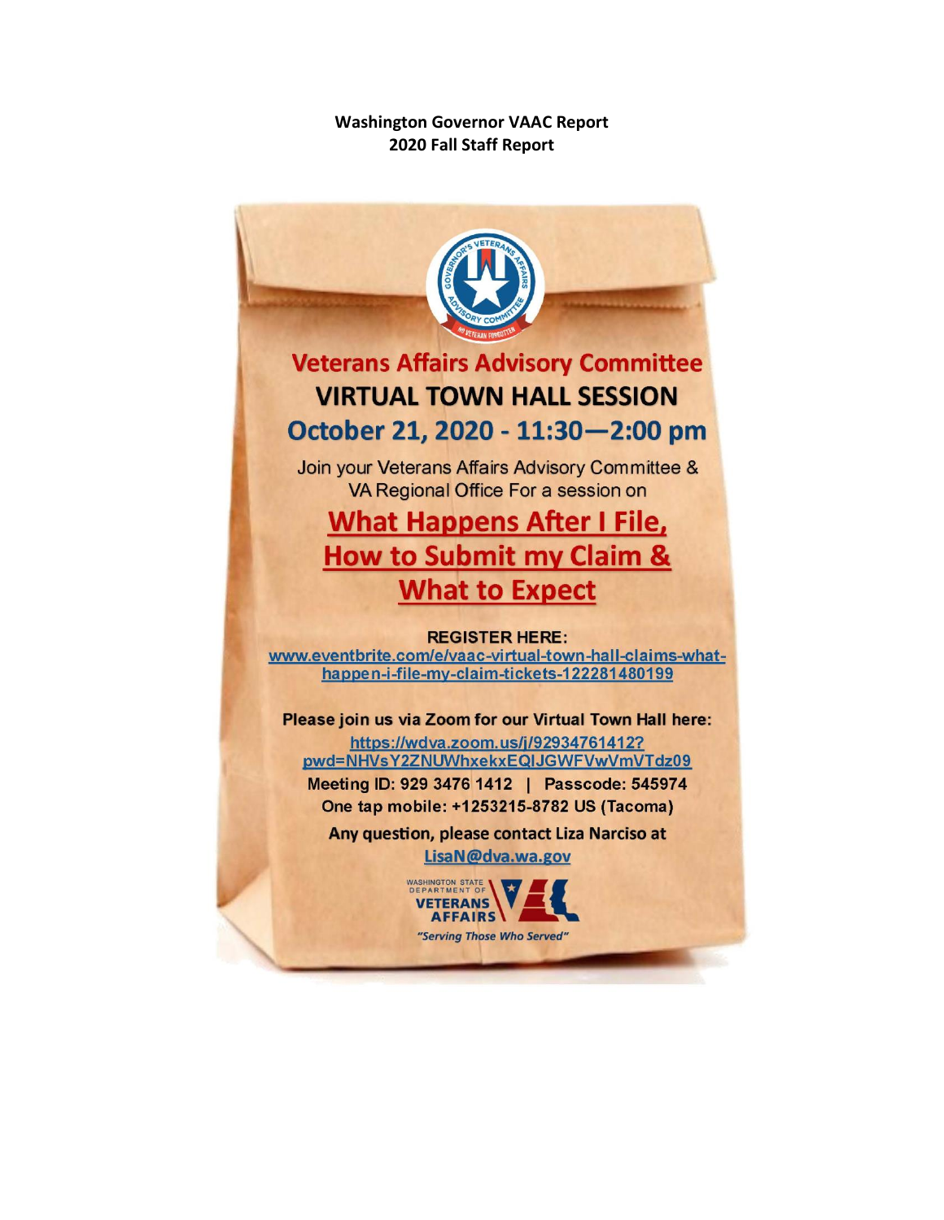**Washington Governor VAAC Report**
**2020 Fall Staff Report**

# Veterans Affairs Advisory Committee

## VIRTUAL TOWN HALL SESSION

## October 21, 2020 - 11:30—2:00 pm

Join your Veterans Affairs Advisory Committee & VA Regional Office For a session on

## What Happens After I File, How to Submit my Claim & What to Expect

**REGISTER HERE:**
www.eventbrite.com/e/vaac-virtual-town-hall-claims-what-happen-i-file-my-claim-tickets-122281480199

**Please join us via Zoom for our Virtual Town Hall here:**
https://wdva.zoom.us/j/92934761412?pwd=NHVsY2ZNUWhxekxEQlJGWFVwVmVTdz09

**Meeting ID: 929 3476 1412 | Passcode: 545974**
**One tap mobile: +1253215-8782 US (Tacoma)**

**Any question, please contact Liza Narciso at** LisaN@dva.wa.gov

WASHINGTON STATE DEPARTMENT OF VETERANS AFFAIRS
*"Serving Those Who Served"*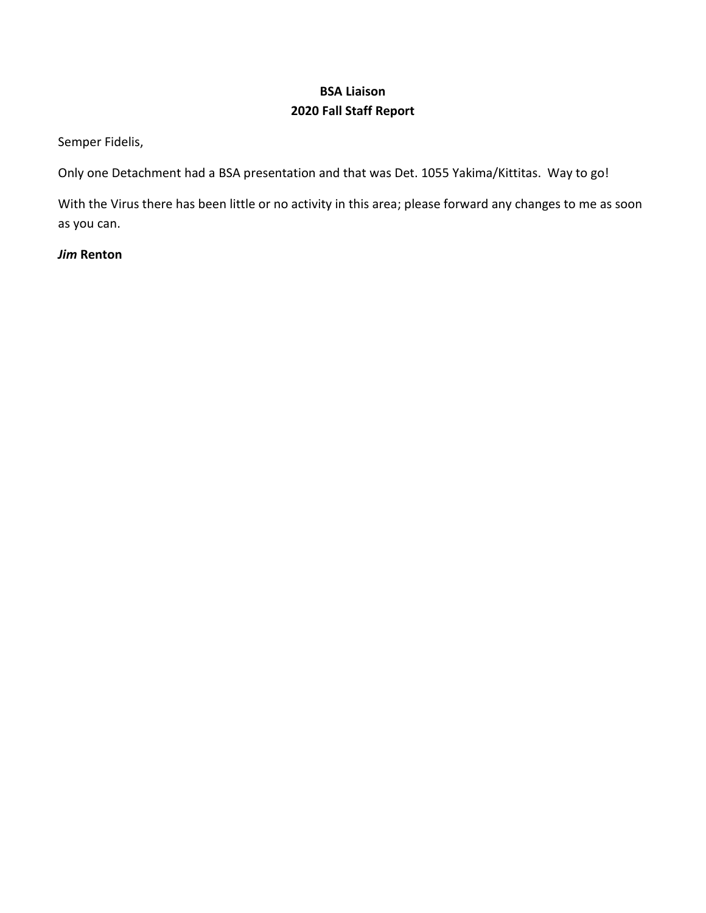**BSA Liaison**
**2020 Fall Staff Report**

Semper Fidelis,

Only one Detachment had a BSA presentation and that was Det. 1055 Yakima/Kittitas. Way to go!

With the Virus there has been little or no activity in this area; please forward any changes to me as soon as you can.

***Jim* Renton**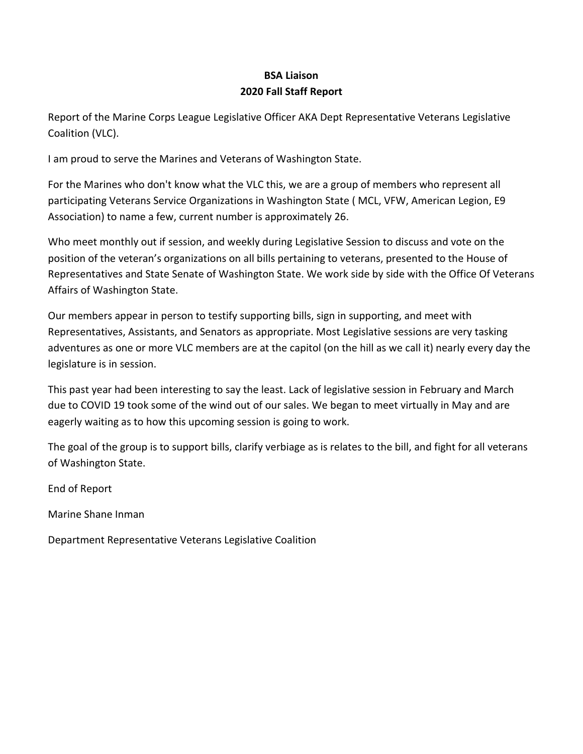**BSA Liaison**
**2020 Fall Staff Report**

Report of the Marine Corps League Legislative Officer AKA Dept Representative Veterans Legislative Coalition (VLC).

I am proud to serve the Marines and Veterans of Washington State.

For the Marines who don't know what the VLC this, we are a group of members who represent all participating Veterans Service Organizations in Washington State ( MCL, VFW, American Legion, E9 Association) to name a few, current number is approximately 26.

Who meet monthly out if session, and weekly during Legislative Session to discuss and vote on the position of the veteran's organizations on all bills pertaining to veterans, presented to the House of Representatives and State Senate of Washington State. We work side by side with the Office Of Veterans Affairs of Washington State.

Our members appear in person to testify supporting bills, sign in supporting, and meet with Representatives, Assistants, and Senators as appropriate. Most Legislative sessions are very tasking adventures as one or more VLC members are at the capitol (on the hill as we call it) nearly every day the legislature is in session.

This past year had been interesting to say the least. Lack of legislative session in February and March due to COVID 19 took some of the wind out of our sales. We began to meet virtually in May and are eagerly waiting as to how this upcoming session is going to work.

The goal of the group is to support bills, clarify verbiage as is relates to the bill, and fight for all veterans of Washington State.

End of Report

Marine Shane Inman

Department Representative Veterans Legislative Coalition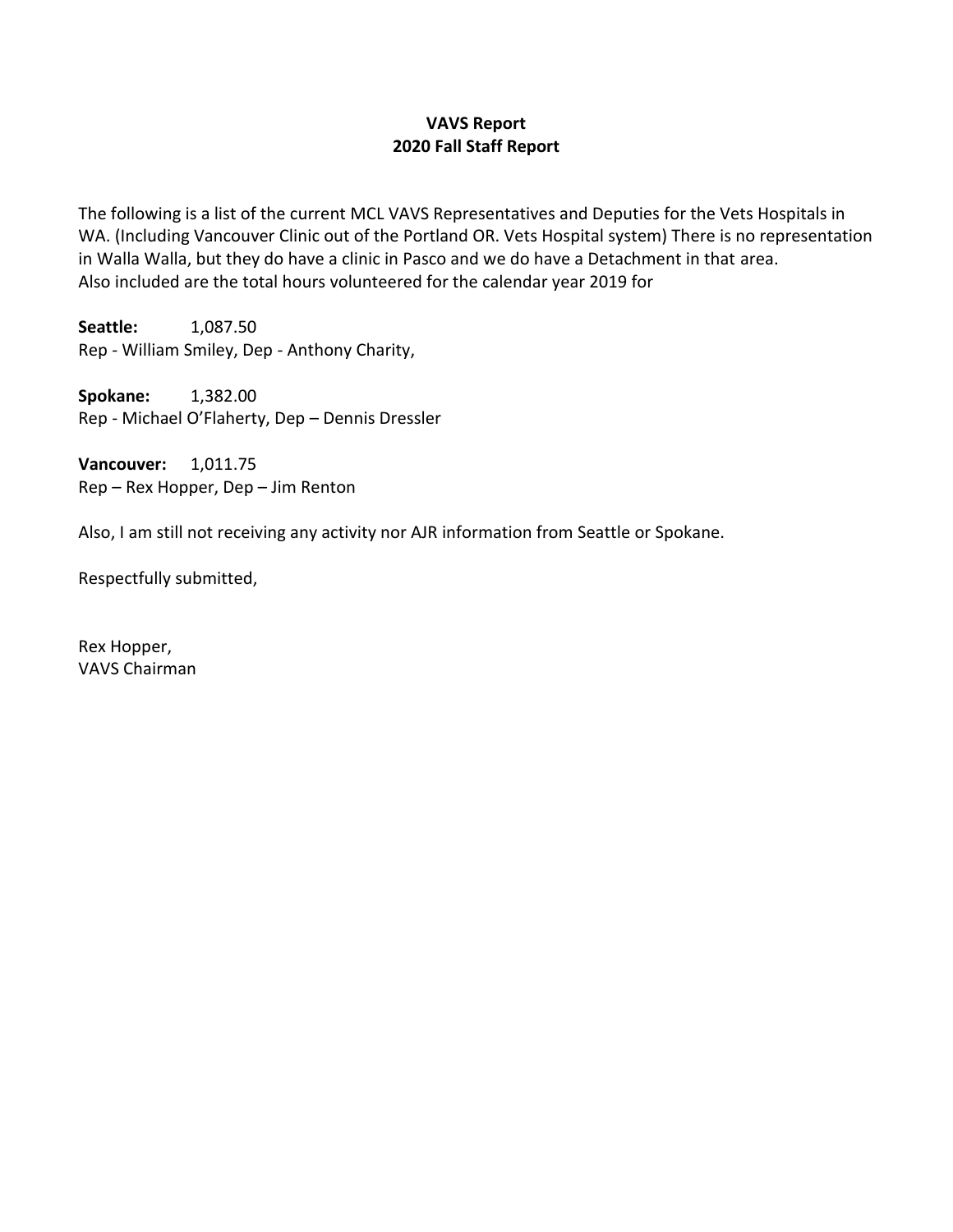# VAVS Report
## 2020 Fall Staff Report

The following is a list of the current MCL VAVS Representatives and Deputies for the Vets Hospitals in WA. (Including Vancouver Clinic out of the Portland OR. Vets Hospital system) There is no representation in Walla Walla, but they do have a clinic in Pasco and we do have a Detachment in that area.
Also included are the total hours volunteered for the calendar year 2019 for

**Seattle:** 1,087.50
Rep - William Smiley, Dep - Anthony Charity,

**Spokane:** 1,382.00
Rep - Michael O'Flaherty, Dep – Dennis Dressler

**Vancouver:** 1,011.75
Rep – Rex Hopper, Dep – Jim Renton

Also, I am still not receiving any activity nor AJR information from Seattle or Spokane.

Respectfully submitted,

Rex Hopper,
VAVS Chairman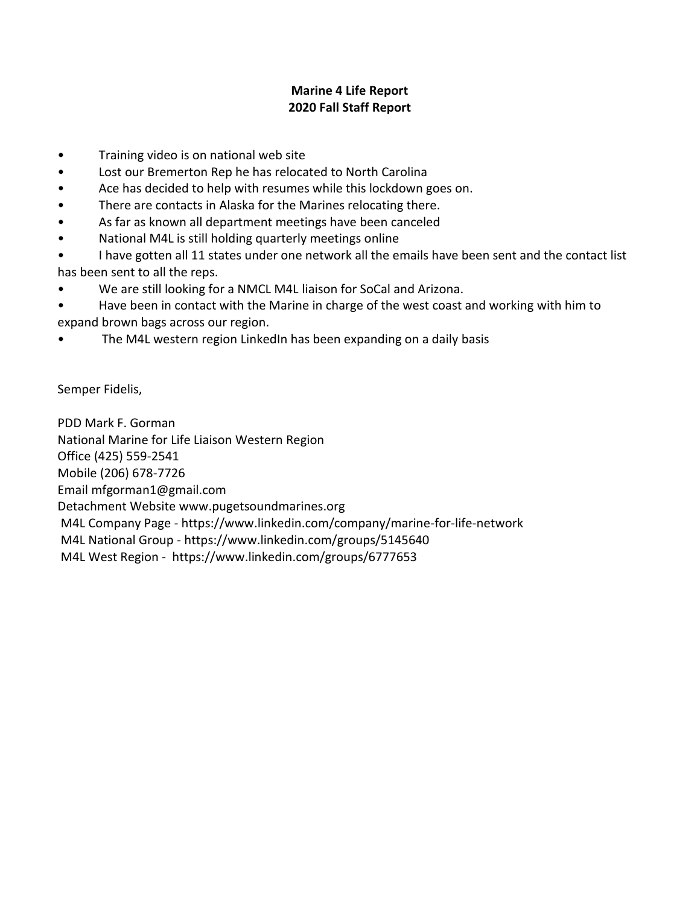**Marine 4 Life Report**
**2020 Fall Staff Report**

- Training video is on national web site
- Lost our Bremerton Rep he has relocated to North Carolina
- Ace has decided to help with resumes while this lockdown goes on.
- There are contacts in Alaska for the Marines relocating there.
- As far as known all department meetings have been canceled
- National M4L is still holding quarterly meetings online
- I have gotten all 11 states under one network all the emails have been sent and the contact list has been sent to all the reps.
- We are still looking for a NMCL M4L liaison for SoCal and Arizona.
- Have been in contact with the Marine in charge of the west coast and working with him to expand brown bags across our region.
- The M4L western region LinkedIn has been expanding on a daily basis

Semper Fidelis,

PDD Mark F. Gorman
National Marine for Life Liaison Western Region
Office (425) 559-2541
Mobile (206) 678-7726
Email mfgorman1@gmail.com
Detachment Website www.pugetsoundmarines.org
M4L Company Page - https://www.linkedin.com/company/marine-for-life-network
M4L National Group - https://www.linkedin.com/groups/5145640
M4L West Region - https://www.linkedin.com/groups/6777653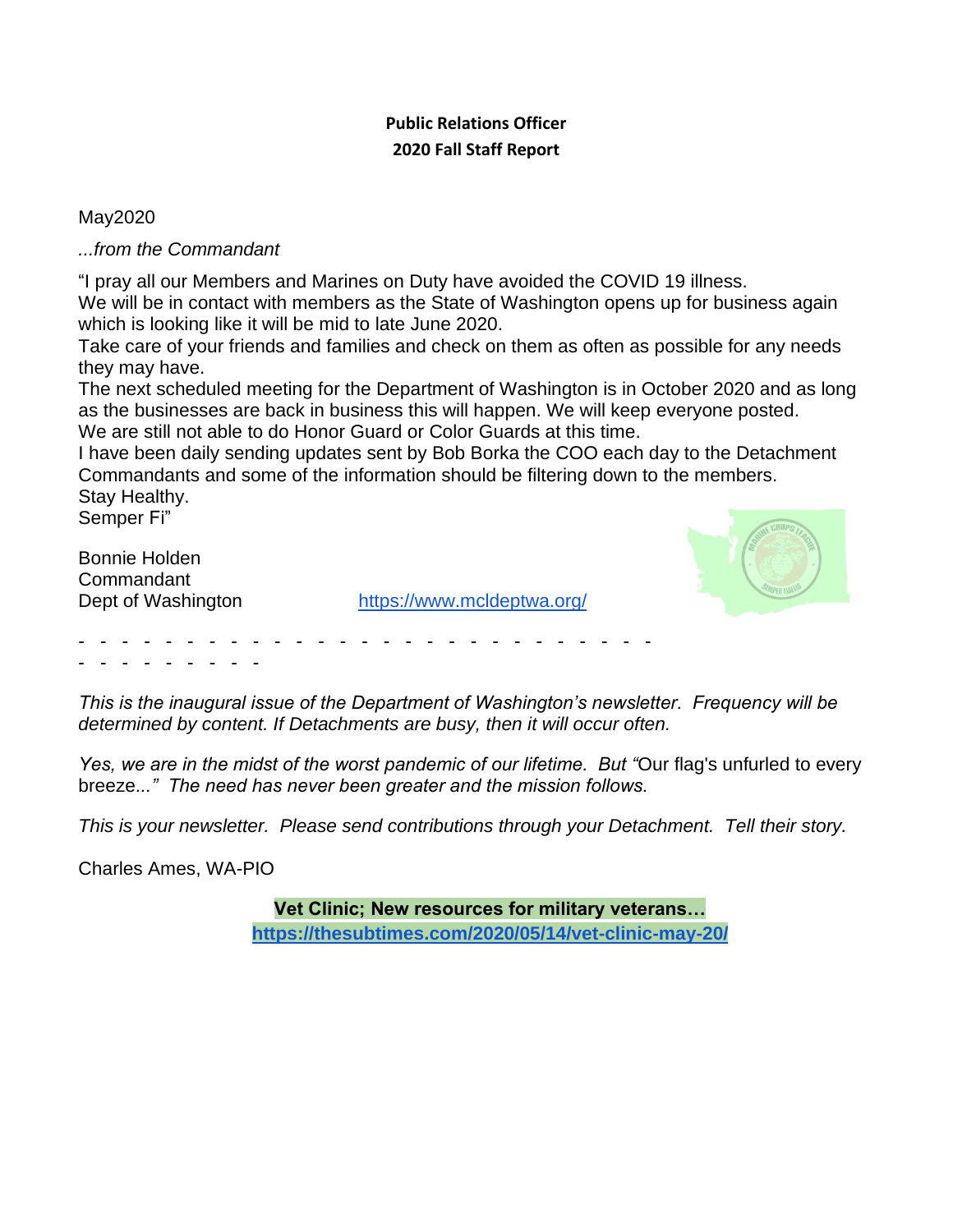**Public Relations Officer**
**2020 Fall Staff Report**

May2020

*...from the Commandant*

"I pray all our Members and Marines on Duty have avoided the COVID 19 illness.
We will be in contact with members as the State of Washington opens up for business again which is looking like it will be mid to late June 2020.
Take care of your friends and families and check on them as often as possible for any needs they may have.
The next scheduled meeting for the Department of Washington is in October 2020 and as long as the businesses are back in business this will happen. We will keep everyone posted.
We are still not able to do Honor Guard or Color Guards at this time.
I have been daily sending updates sent by Bob Borka the COO each day to the Detachment Commandants and some of the information should be filtering down to the members.
Stay Healthy.
Semper Fi"

Bonnie Holden
Commandant
Dept of Washington https://www.mcldeptwa.org/

\- - - - - - - - - - - - - - - - - - - - - - - - - - - - - - - - - - - - - - -

*This is the inaugural issue of the Department of Washington's newsletter. Frequency will be determined by content. If Detachments are busy, then it will occur often.*

*Yes, we are in the midst of the worst pandemic of our lifetime. But "*Our flag's unfurled to every breeze*..." The need has never been greater and the mission follows.*

*This is your newsletter. Please send contributions through your Detachment. Tell their story.*

Charles Ames, WA-PIO

**Vet Clinic; New resources for military veterans…**
**https://thesubtimes.com/2020/05/14/vet-clinic-may-20/**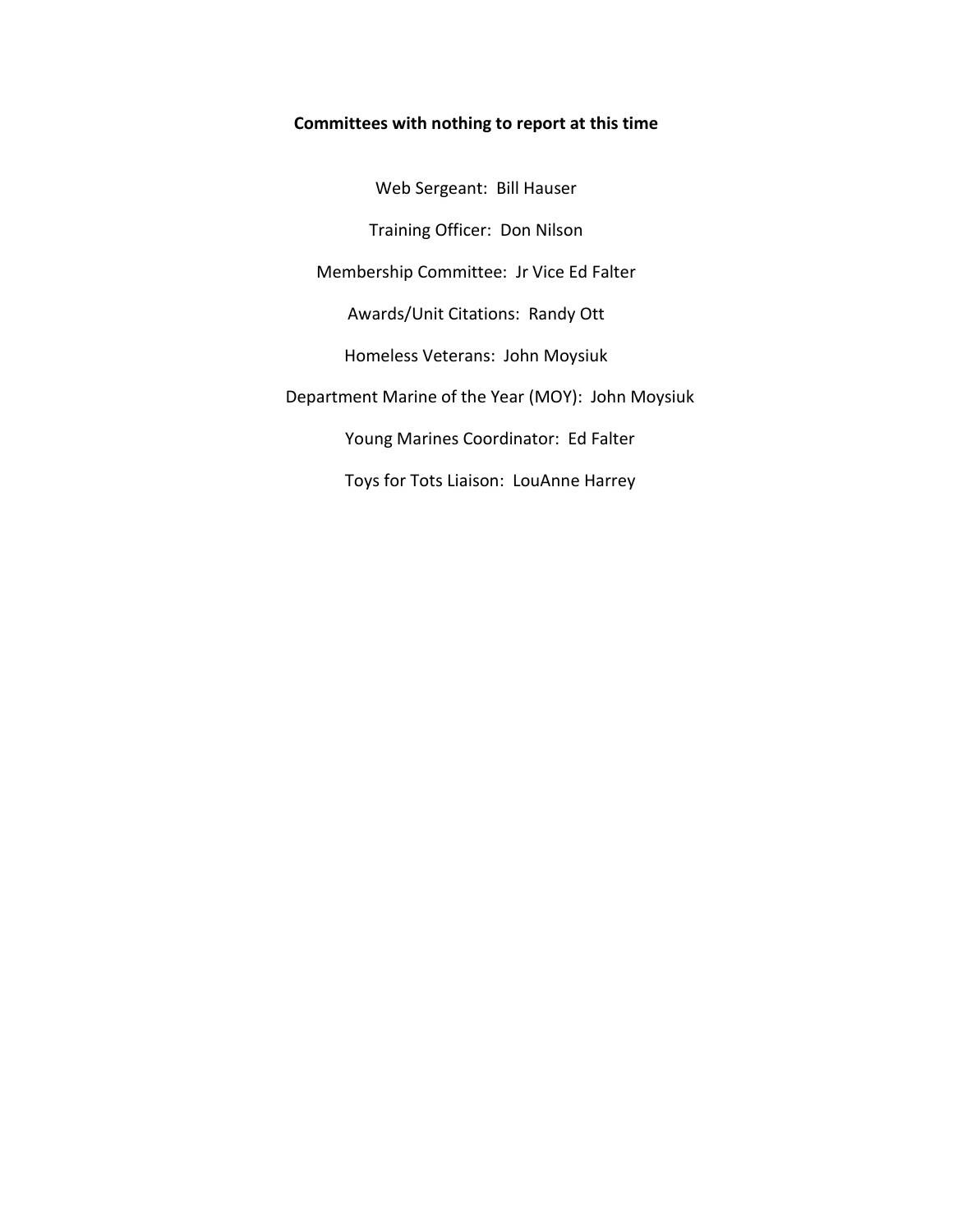**Committees with nothing to report at this time**

Web Sergeant: Bill Hauser

Training Officer: Don Nilson

Membership Committee: Jr Vice Ed Falter

Awards/Unit Citations: Randy Ott

Homeless Veterans: John Moysiuk

Department Marine of the Year (MOY): John Moysiuk

Young Marines Coordinator: Ed Falter

Toys for Tots Liaison: LouAnne Harrey